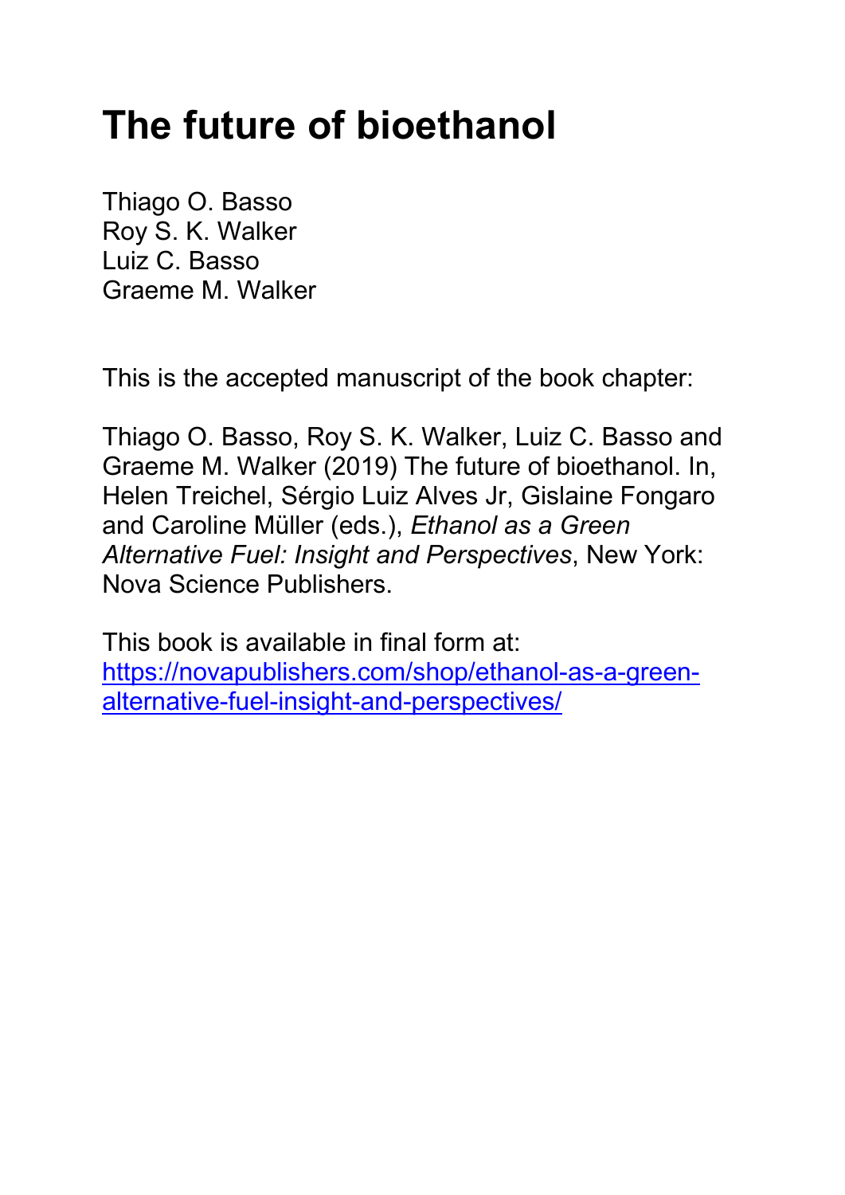# The future of bioethanol

Thiago O. Basso
Roy S. K. Walker
Luiz C. Basso
Graeme M. Walker

This is the accepted manuscript of the book chapter:

Thiago O. Basso, Roy S. K. Walker, Luiz C. Basso and Graeme M. Walker (2019) The future of bioethanol. In, Helen Treichel, Sérgio Luiz Alves Jr, Gislaine Fongaro and Caroline Müller (eds.), *Ethanol as a Green Alternative Fuel: Insight and Perspectives*, New York: Nova Science Publishers.

This book is available in final form at:
[https://novapublishers.com/shop/ethanol-as-a-green-alternative-fuel-insight-and-perspectives/](https://novapublishers.com/shop/ethanol-as-a-green-alternative-fuel-insight-and-perspectives/)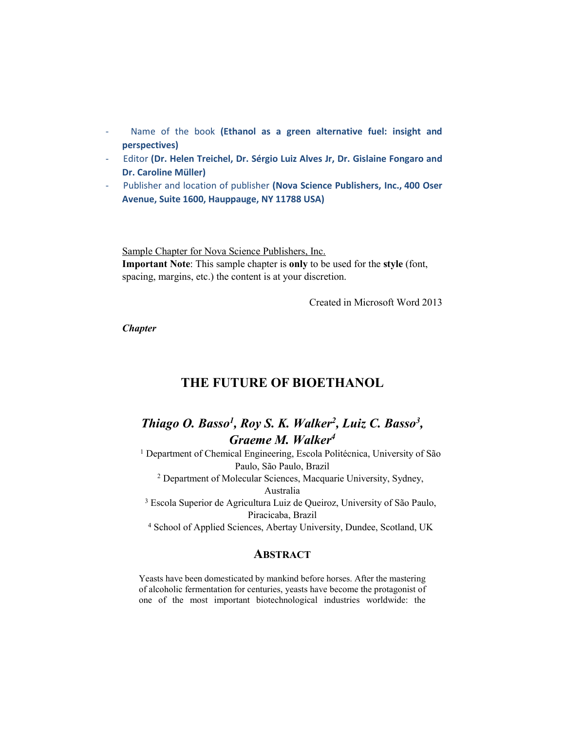- Name of the book **(Ethanol as a green alternative fuel: insight and perspectives)**
- Editor **(Dr. Helen Treichel, Dr. Sérgio Luiz Alves Jr, Dr. Gislaine Fongaro and Dr. Caroline Müller)**
- Publisher and location of publisher **(Nova Science Publishers, Inc., 400 Oser Avenue, Suite 1600, Hauppauge, NY 11788 USA)**

Sample Chapter for Nova Science Publishers, Inc.
**Important Note**: This sample chapter is **only** to be used for the **style** (font, spacing, margins, etc.) the content is at your discretion.

Created in Microsoft Word 2013

***Chapter***

# THE FUTURE OF BIOETHANOL

## *Thiago O. Basso[1], Roy S. K. Walker[2], Luiz C. Basso[3], Graeme M. Walker[4]*

[1] Department of Chemical Engineering, Escola Politécnica, University of São Paulo, São Paulo, Brazil

[2] Department of Molecular Sciences, Macquarie University, Sydney, Australia

[3] Escola Superior de Agricultura Luiz de Queiroz, University of São Paulo, Piracicaba, Brazil

[4] School of Applied Sciences, Abertay University, Dundee, Scotland, UK

## ABSTRACT

Yeasts have been domesticated by mankind before horses. After the mastering of alcoholic fermentation for centuries, yeasts have become the protagonist of one of the most important biotechnological industries worldwide: the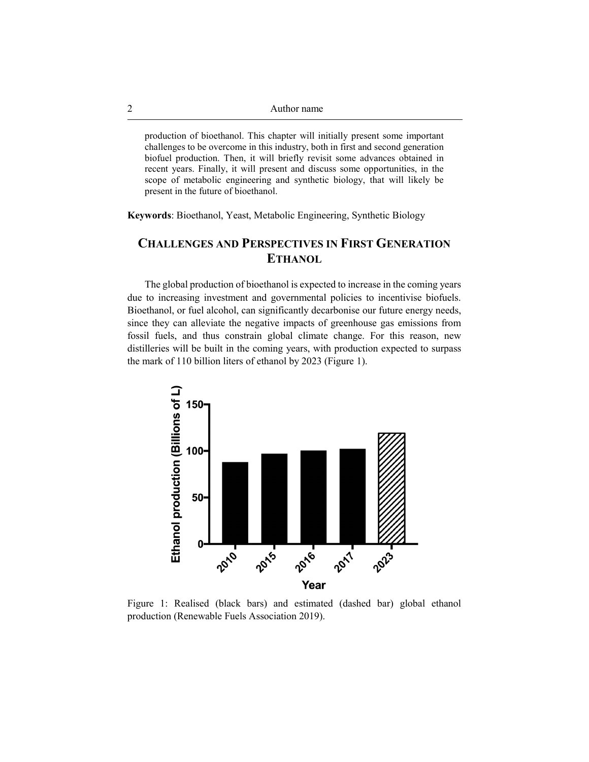production of bioethanol. This chapter will initially present some important challenges to be overcome in this industry, both in first and second generation biofuel production. Then, it will briefly revisit some advances obtained in recent years. Finally, it will present and discuss some opportunities, in the scope of metabolic engineering and synthetic biology, that will likely be present in the future of bioethanol.

**Keywords**: Bioethanol, Yeast, Metabolic Engineering, Synthetic Biology

## CHALLENGES AND PERSPECTIVES IN FIRST GENERATION ETHANOL

The global production of bioethanol is expected to increase in the coming years due to increasing investment and governmental policies to incentivise biofuels. Bioethanol, or fuel alcohol, can significantly decarbonise our future energy needs, since they can alleviate the negative impacts of greenhouse gas emissions from fossil fuels, and thus constrain global climate change. For this reason, new distilleries will be built in the coming years, with production expected to surpass the mark of 110 billion liters of ethanol by 2023 (Figure 1).

Figure 1: Realised (black bars) and estimated (dashed bar) global ethanol production (Renewable Fuels Association 2019).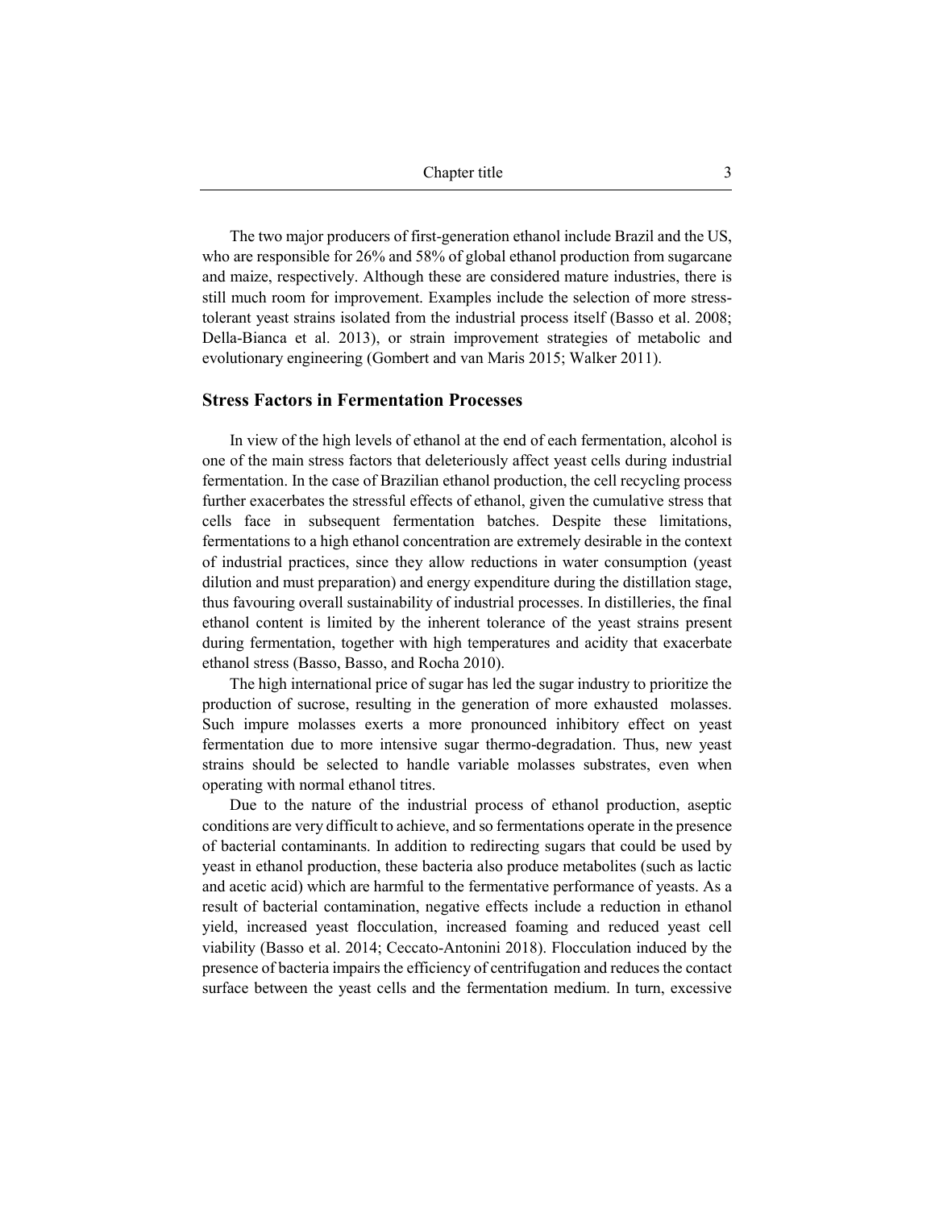The two major producers of first-generation ethanol include Brazil and the US, who are responsible for 26% and 58% of global ethanol production from sugarcane and maize, respectively. Although these are considered mature industries, there is still much room for improvement. Examples include the selection of more stress-tolerant yeast strains isolated from the industrial process itself (Basso et al. 2008; Della-Bianca et al. 2013), or strain improvement strategies of metabolic and evolutionary engineering (Gombert and van Maris 2015; Walker 2011).

## Stress Factors in Fermentation Processes

In view of the high levels of ethanol at the end of each fermentation, alcohol is one of the main stress factors that deleteriously affect yeast cells during industrial fermentation. In the case of Brazilian ethanol production, the cell recycling process further exacerbates the stressful effects of ethanol, given the cumulative stress that cells face in subsequent fermentation batches. Despite these limitations, fermentations to a high ethanol concentration are extremely desirable in the context of industrial practices, since they allow reductions in water consumption (yeast dilution and must preparation) and energy expenditure during the distillation stage, thus favouring overall sustainability of industrial processes. In distilleries, the final ethanol content is limited by the inherent tolerance of the yeast strains present during fermentation, together with high temperatures and acidity that exacerbate ethanol stress (Basso, Basso, and Rocha 2010).

The high international price of sugar has led the sugar industry to prioritize the production of sucrose, resulting in the generation of more exhausted molasses. Such impure molasses exerts a more pronounced inhibitory effect on yeast fermentation due to more intensive sugar thermo-degradation. Thus, new yeast strains should be selected to handle variable molasses substrates, even when operating with normal ethanol titres.

Due to the nature of the industrial process of ethanol production, aseptic conditions are very difficult to achieve, and so fermentations operate in the presence of bacterial contaminants. In addition to redirecting sugars that could be used by yeast in ethanol production, these bacteria also produce metabolites (such as lactic and acetic acid) which are harmful to the fermentative performance of yeasts. As a result of bacterial contamination, negative effects include a reduction in ethanol yield, increased yeast flocculation, increased foaming and reduced yeast cell viability (Basso et al. 2014; Ceccato-Antonini 2018). Flocculation induced by the presence of bacteria impairs the efficiency of centrifugation and reduces the contact surface between the yeast cells and the fermentation medium. In turn, excessive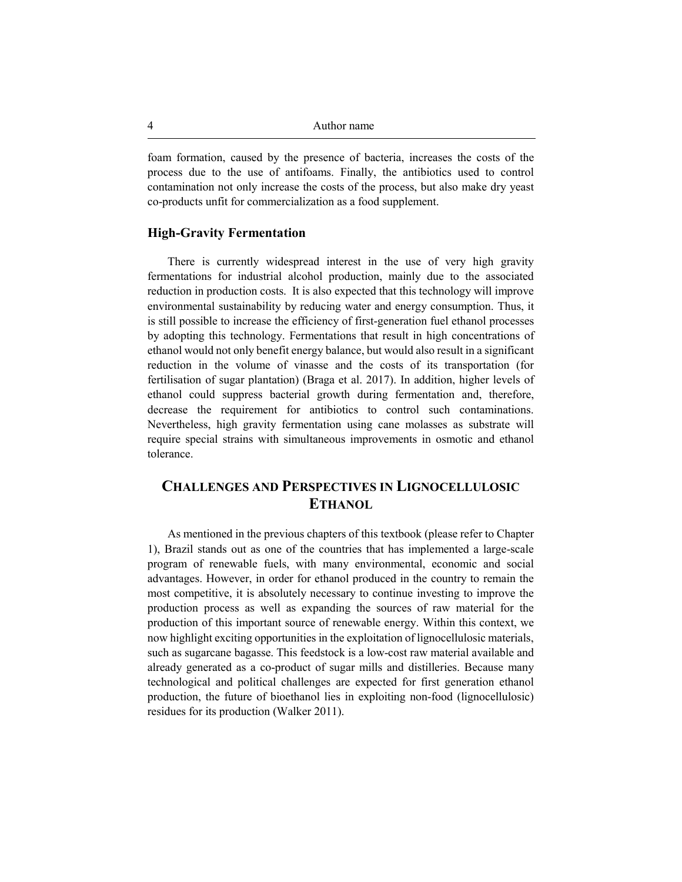foam formation, caused by the presence of bacteria, increases the costs of the process due to the use of antifoams. Finally, the antibiotics used to control contamination not only increase the costs of the process, but also make dry yeast co-products unfit for commercialization as a food supplement.

### High-Gravity Fermentation

There is currently widespread interest in the use of very high gravity fermentations for industrial alcohol production, mainly due to the associated reduction in production costs. It is also expected that this technology will improve environmental sustainability by reducing water and energy consumption. Thus, it is still possible to increase the efficiency of first-generation fuel ethanol processes by adopting this technology. Fermentations that result in high concentrations of ethanol would not only benefit energy balance, but would also result in a significant reduction in the volume of vinasse and the costs of its transportation (for fertilisation of sugar plantation) (Braga et al. 2017). In addition, higher levels of ethanol could suppress bacterial growth during fermentation and, therefore, decrease the requirement for antibiotics to control such contaminations. Nevertheless, high gravity fermentation using cane molasses as substrate will require special strains with simultaneous improvements in osmotic and ethanol tolerance.

## Challenges and Perspectives in Lignocellulosic Ethanol

As mentioned in the previous chapters of this textbook (please refer to Chapter 1), Brazil stands out as one of the countries that has implemented a large-scale program of renewable fuels, with many environmental, economic and social advantages. However, in order for ethanol produced in the country to remain the most competitive, it is absolutely necessary to continue investing to improve the production process as well as expanding the sources of raw material for the production of this important source of renewable energy. Within this context, we now highlight exciting opportunities in the exploitation of lignocellulosic materials, such as sugarcane bagasse. This feedstock is a low-cost raw material available and already generated as a co-product of sugar mills and distilleries. Because many technological and political challenges are expected for first generation ethanol production, the future of bioethanol lies in exploiting non-food (lignocellulosic) residues for its production (Walker 2011).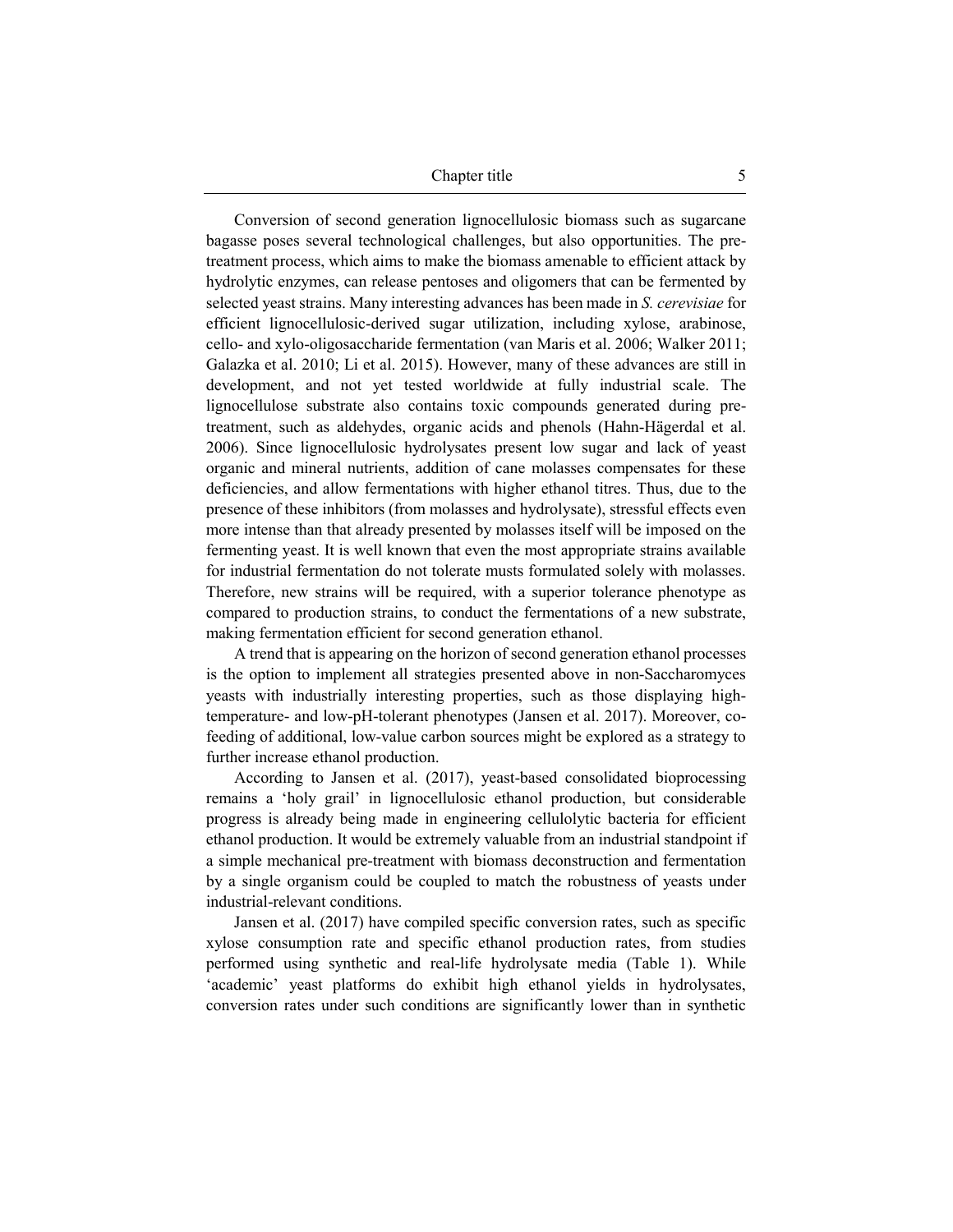Conversion of second generation lignocellulosic biomass such as sugarcane bagasse poses several technological challenges, but also opportunities. The pre-treatment process, which aims to make the biomass amenable to efficient attack by hydrolytic enzymes, can release pentoses and oligomers that can be fermented by selected yeast strains. Many interesting advances has been made in *S. cerevisiae* for efficient lignocellulosic-derived sugar utilization, including xylose, arabinose, cello- and xylo-oligosaccharide fermentation (van Maris et al. 2006; Walker 2011; Galazka et al. 2010; Li et al. 2015). However, many of these advances are still in development, and not yet tested worldwide at fully industrial scale. The lignocellulose substrate also contains toxic compounds generated during pre-treatment, such as aldehydes, organic acids and phenols (Hahn-Hägerdal et al. 2006). Since lignocellulosic hydrolysates present low sugar and lack of yeast organic and mineral nutrients, addition of cane molasses compensates for these deficiencies, and allow fermentations with higher ethanol titres. Thus, due to the presence of these inhibitors (from molasses and hydrolysate), stressful effects even more intense than that already presented by molasses itself will be imposed on the fermenting yeast. It is well known that even the most appropriate strains available for industrial fermentation do not tolerate musts formulated solely with molasses. Therefore, new strains will be required, with a superior tolerance phenotype as compared to production strains, to conduct the fermentations of a new substrate, making fermentation efficient for second generation ethanol.

A trend that is appearing on the horizon of second generation ethanol processes is the option to implement all strategies presented above in non-Saccharomyces yeasts with industrially interesting properties, such as those displaying high-temperature- and low-pH-tolerant phenotypes (Jansen et al. 2017). Moreover, co-feeding of additional, low-value carbon sources might be explored as a strategy to further increase ethanol production.

According to Jansen et al. (2017), yeast-based consolidated bioprocessing remains a 'holy grail' in lignocellulosic ethanol production, but considerable progress is already being made in engineering cellulolytic bacteria for efficient ethanol production. It would be extremely valuable from an industrial standpoint if a simple mechanical pre-treatment with biomass deconstruction and fermentation by a single organism could be coupled to match the robustness of yeasts under industrial-relevant conditions.

Jansen et al. (2017) have compiled specific conversion rates, such as specific xylose consumption rate and specific ethanol production rates, from studies performed using synthetic and real-life hydrolysate media (Table 1). While 'academic' yeast platforms do exhibit high ethanol yields in hydrolysates, conversion rates under such conditions are significantly lower than in synthetic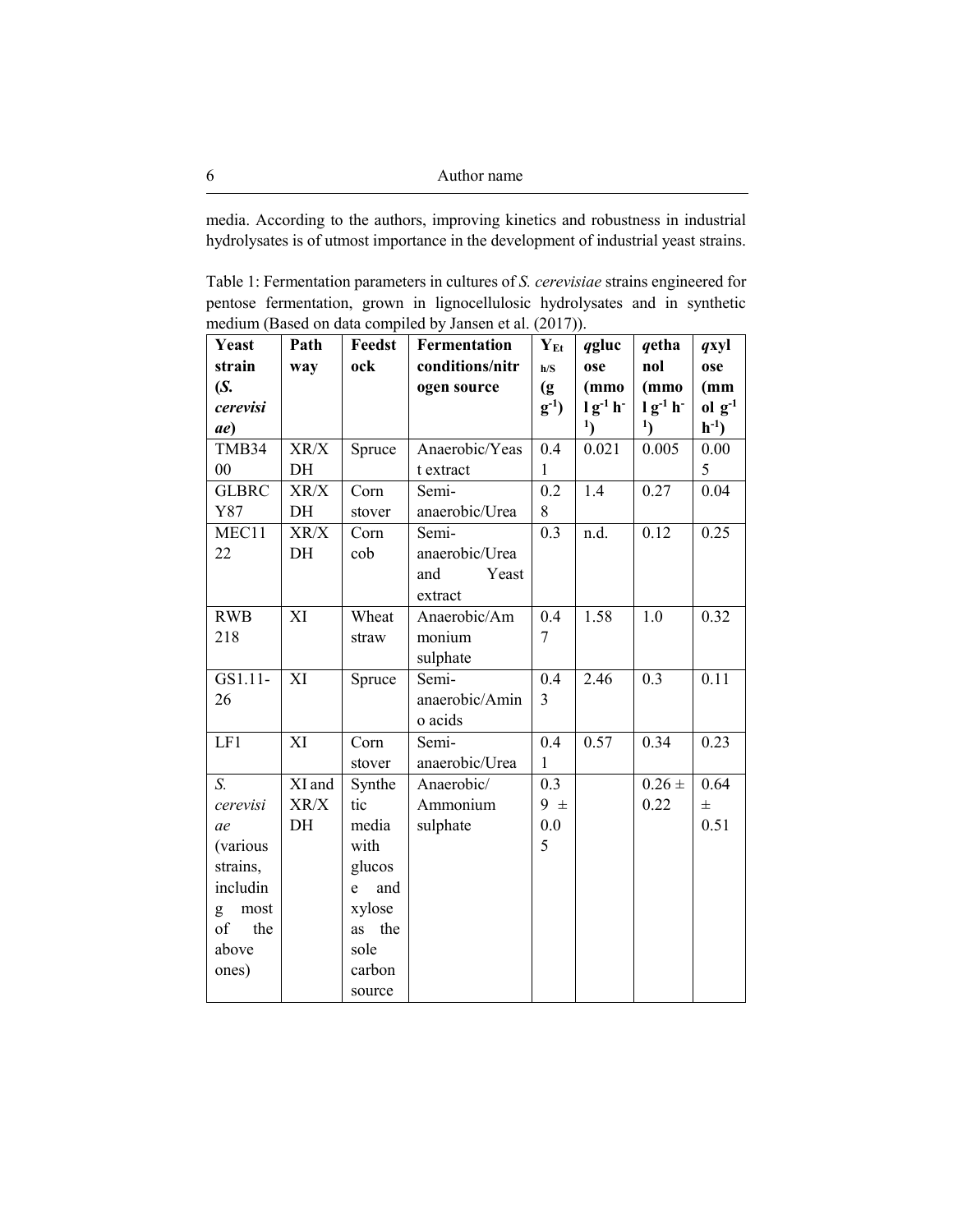media. According to the authors, improving kinetics and robustness in industrial hydrolysates is of utmost importance in the development of industrial yeast strains.

Table 1: Fermentation parameters in cultures of *S. cerevisiae* strains engineered for pentose fermentation, grown in lignocellulosic hydrolysates and in synthetic medium (Based on data compiled by Jansen et al. (2017)).

| Yeast strain (*S. cerevisiae*) | Pathway | Feedstock | Fermentation conditions/nitrogen source | $Y_{Eth/S}$ (g $g^{-1}$) | *q*glucose (mmol $g^{-1}$ $h^{-1}$) | *q*ethanol (mmol $g^{-1}$ $h^{-1}$) | *q*xylose (mmol $g^{-1}$ $h^{-1}$) |
|---|---|---|---|---|---|---|---|
| TMB3400 | XR/XDH | Spruce | Anaerobic/Yeast extract | 0.41 | 0.021 | 0.005 | 0.005 |
| GLBRCY87 | XR/XDH | Corn stover | Semi-anaerobic/Urea | 0.28 | 1.4 | 0.27 | 0.04 |
| MEC1122 | XR/XDH | Corn cob | Semi-anaerobic/Urea and Yeast extract | 0.3 | n.d. | 0.12 | 0.25 |
| RWB 218 | XI | Wheat straw | Anaerobic/Ammonium sulphate | 0.47 | 1.58 | 1.0 | 0.32 |
| GS1.11-26 | XI | Spruce | Semi-anaerobic/Amino acids | 0.43 | 2.46 | 0.3 | 0.11 |
| LF1 | XI | Corn stover | Semi-anaerobic/Urea | 0.41 | 0.57 | 0.34 | 0.23 |
| *S. cerevisiae* (various strains, including most of the above ones) | XI and XR/XDH | Synthetic media with glucose and xylose as the sole carbon source | Anaerobic/ Ammonium sulphate | 0.39 ± 0.05 | | 0.26 ± 0.22 | 0.64 ± 0.51 |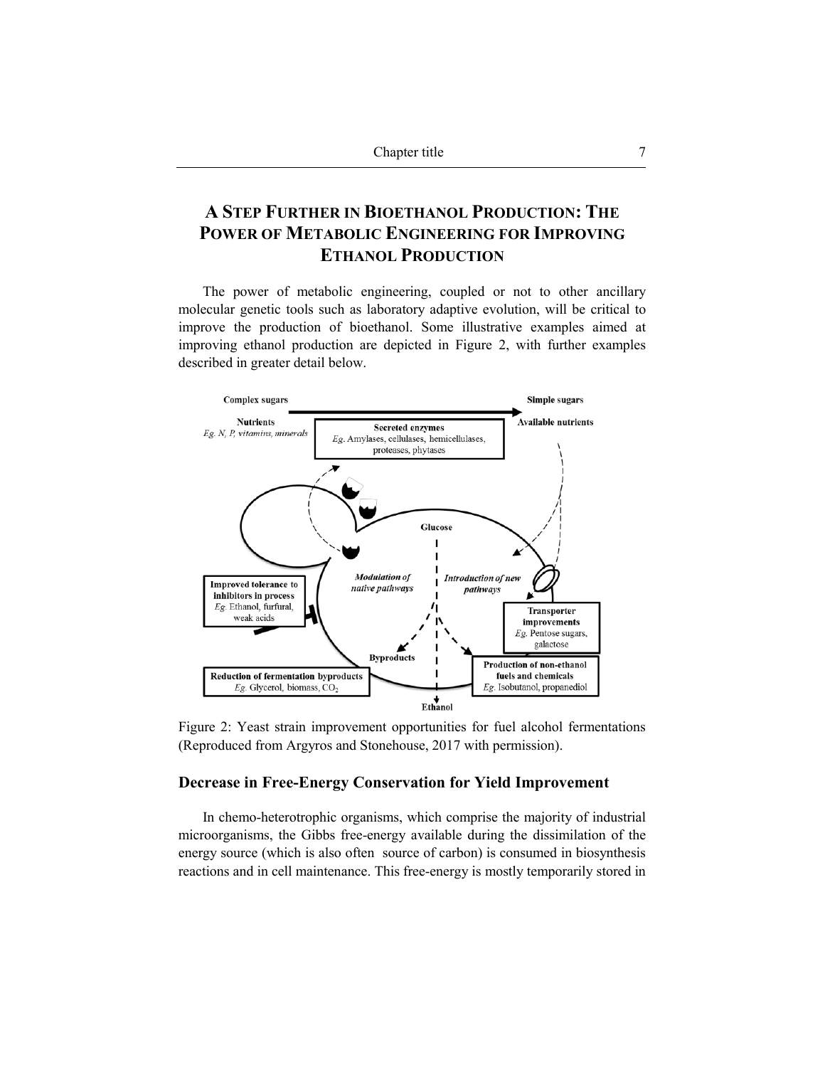## A Step Further in Bioethanol Production: The Power of Metabolic Engineering for Improving Ethanol Production

The power of metabolic engineering, coupled or not to other ancillary molecular genetic tools such as laboratory adaptive evolution, will be critical to improve the production of bioethanol. Some illustrative examples aimed at improving ethanol production are depicted in Figure 2, with further examples described in greater detail below.

Figure 2: Yeast strain improvement opportunities for fuel alcohol fermentations (Reproduced from Argyros and Stonehouse, 2017 with permission).

### Decrease in Free-Energy Conservation for Yield Improvement

In chemo-heterotrophic organisms, which comprise the majority of industrial microorganisms, the Gibbs free-energy available during the dissimilation of the energy source (which is also often source of carbon) is consumed in biosynthesis reactions and in cell maintenance. This free-energy is mostly temporarily stored in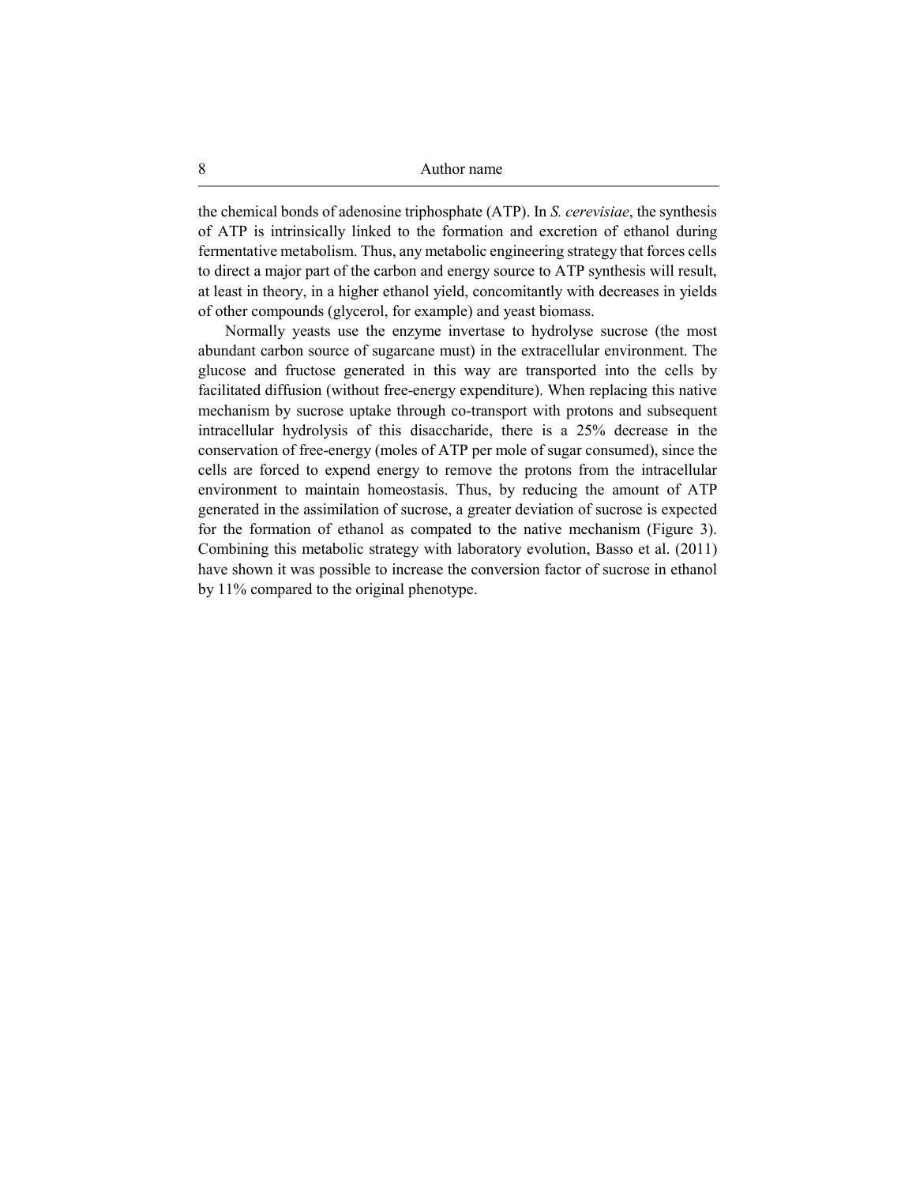the chemical bonds of adenosine triphosphate (ATP). In *S. cerevisiae*, the synthesis of ATP is intrinsically linked to the formation and excretion of ethanol during fermentative metabolism. Thus, any metabolic engineering strategy that forces cells to direct a major part of the carbon and energy source to ATP synthesis will result, at least in theory, in a higher ethanol yield, concomitantly with decreases in yields of other compounds (glycerol, for example) and yeast biomass.

Normally yeasts use the enzyme invertase to hydrolyse sucrose (the most abundant carbon source of sugarcane must) in the extracellular environment. The glucose and fructose generated in this way are transported into the cells by facilitated diffusion (without free-energy expenditure). When replacing this native mechanism by sucrose uptake through co-transport with protons and subsequent intracellular hydrolysis of this disaccharide, there is a 25% decrease in the conservation of free-energy (moles of ATP per mole of sugar consumed), since the cells are forced to expend energy to remove the protons from the intracellular environment to maintain homeostasis. Thus, by reducing the amount of ATP generated in the assimilation of sucrose, a greater deviation of sucrose is expected for the formation of ethanol as compated to the native mechanism (Figure 3). Combining this metabolic strategy with laboratory evolution, Basso et al. (2011) have shown it was possible to increase the conversion factor of sucrose in ethanol by 11% compared to the original phenotype.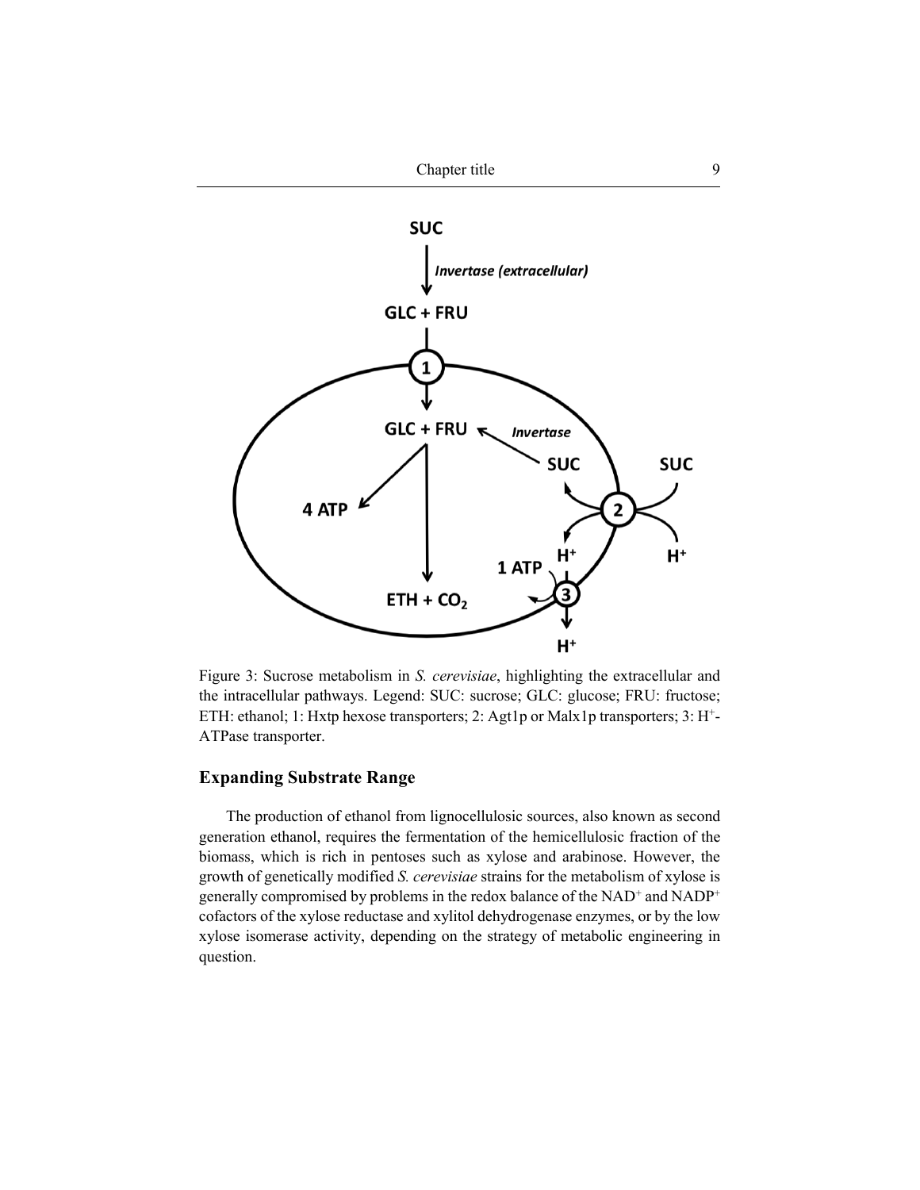Figure 3: Sucrose metabolism in *S. cerevisiae*, highlighting the extracellular and the intracellular pathways. Legend: SUC: sucrose; GLC: glucose; FRU: fructose; ETH: ethanol; 1: Hxtp hexose transporters; 2: Agt1p or Malx1p transporters; 3: $H^+$-ATPase transporter.

## Expanding Substrate Range

The production of ethanol from lignocellulosic sources, also known as second generation ethanol, requires the fermentation of the hemicellulosic fraction of the biomass, which is rich in pentoses such as xylose and arabinose. However, the growth of genetically modified *S. cerevisiae* strains for the metabolism of xylose is generally compromised by problems in the redox balance of the $NAD^+$ and $NADP^+$ cofactors of the xylose reductase and xylitol dehydrogenase enzymes, or by the low xylose isomerase activity, depending on the strategy of metabolic engineering in question.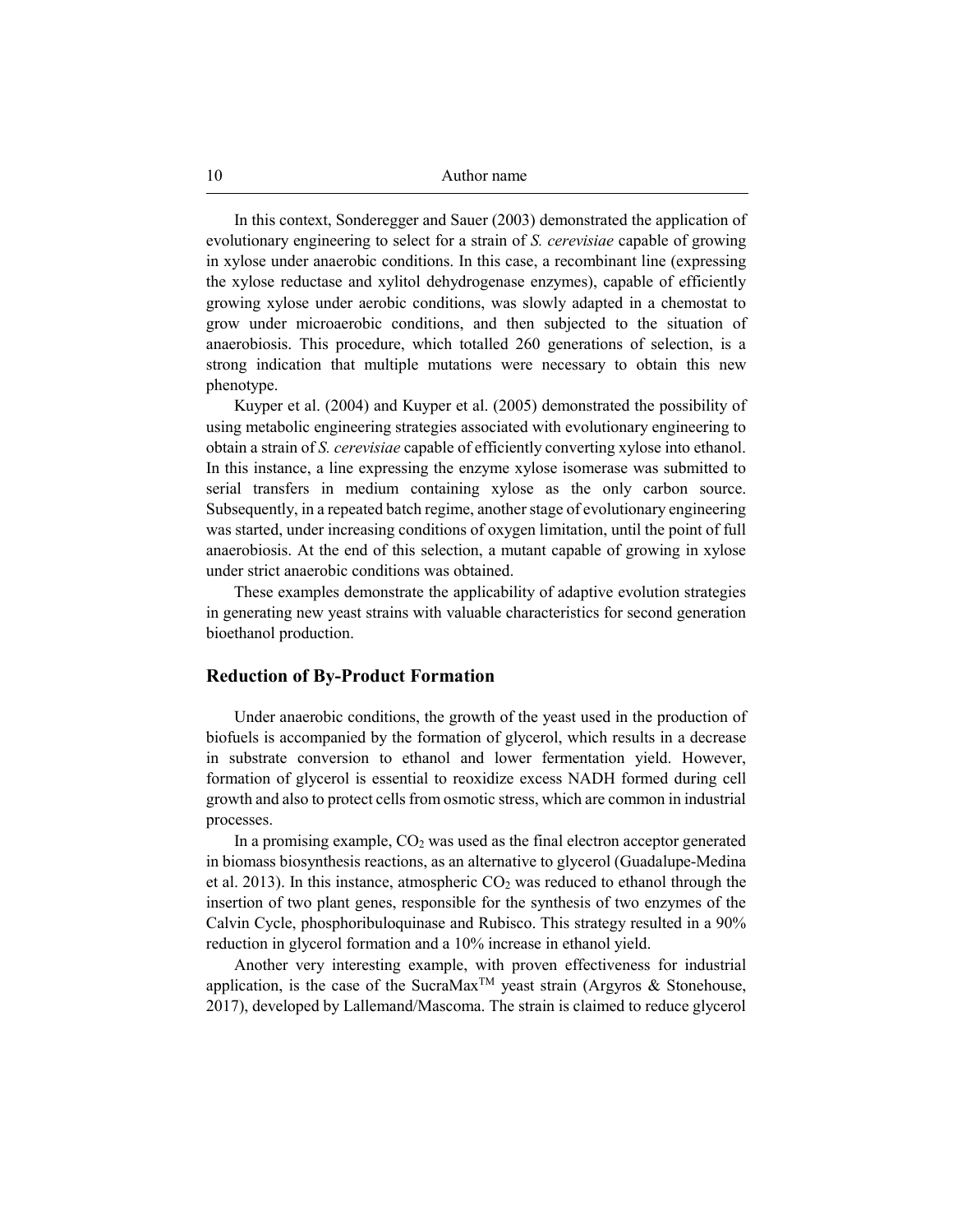In this context, Sonderegger and Sauer (2003) demonstrated the application of evolutionary engineering to select for a strain of *S. cerevisiae* capable of growing in xylose under anaerobic conditions. In this case, a recombinant line (expressing the xylose reductase and xylitol dehydrogenase enzymes), capable of efficiently growing xylose under aerobic conditions, was slowly adapted in a chemostat to grow under microaerobic conditions, and then subjected to the situation of anaerobiosis. This procedure, which totalled 260 generations of selection, is a strong indication that multiple mutations were necessary to obtain this new phenotype.

Kuyper et al. (2004) and Kuyper et al. (2005) demonstrated the possibility of using metabolic engineering strategies associated with evolutionary engineering to obtain a strain of *S. cerevisiae* capable of efficiently converting xylose into ethanol. In this instance, a line expressing the enzyme xylose isomerase was submitted to serial transfers in medium containing xylose as the only carbon source. Subsequently, in a repeated batch regime, another stage of evolutionary engineering was started, under increasing conditions of oxygen limitation, until the point of full anaerobiosis. At the end of this selection, a mutant capable of growing in xylose under strict anaerobic conditions was obtained.

These examples demonstrate the applicability of adaptive evolution strategies in generating new yeast strains with valuable characteristics for second generation bioethanol production.

## Reduction of By-Product Formation

Under anaerobic conditions, the growth of the yeast used in the production of biofuels is accompanied by the formation of glycerol, which results in a decrease in substrate conversion to ethanol and lower fermentation yield. However, formation of glycerol is essential to reoxidize excess NADH formed during cell growth and also to protect cells from osmotic stress, which are common in industrial processes.

In a promising example, $CO_2$ was used as the final electron acceptor generated in biomass biosynthesis reactions, as an alternative to glycerol (Guadalupe-Medina et al. 2013). In this instance, atmospheric $CO_2$ was reduced to ethanol through the insertion of two plant genes, responsible for the synthesis of two enzymes of the Calvin Cycle, phosphoribuloquinase and Rubisco. This strategy resulted in a 90% reduction in glycerol formation and a 10% increase in ethanol yield.

Another very interesting example, with proven effectiveness for industrial application, is the case of the SucraMax$^{TM}$ yeast strain (Argyros & Stonehouse, 2017), developed by Lallemand/Mascoma. The strain is claimed to reduce glycerol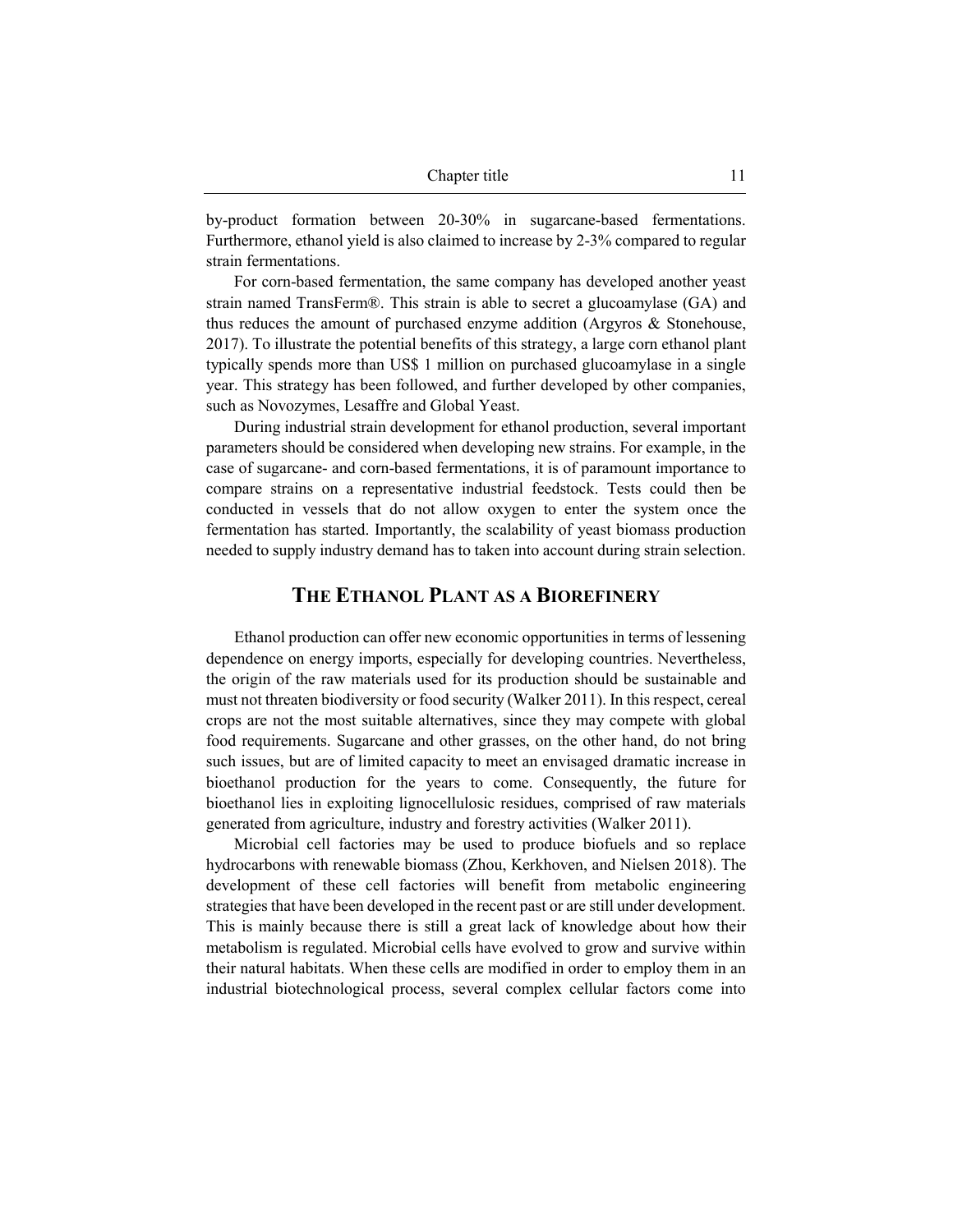by-product formation between 20-30% in sugarcane-based fermentations. Furthermore, ethanol yield is also claimed to increase by 2-3% compared to regular strain fermentations.

For corn-based fermentation, the same company has developed another yeast strain named TransFerm®. This strain is able to secret a glucoamylase (GA) and thus reduces the amount of purchased enzyme addition (Argyros & Stonehouse, 2017). To illustrate the potential benefits of this strategy, a large corn ethanol plant typically spends more than US$ 1 million on purchased glucoamylase in a single year. This strategy has been followed, and further developed by other companies, such as Novozymes, Lesaffre and Global Yeast.

During industrial strain development for ethanol production, several important parameters should be considered when developing new strains. For example, in the case of sugarcane- and corn-based fermentations, it is of paramount importance to compare strains on a representative industrial feedstock. Tests could then be conducted in vessels that do not allow oxygen to enter the system once the fermentation has started. Importantly, the scalability of yeast biomass production needed to supply industry demand has to taken into account during strain selection.

## The Ethanol Plant as a Biorefinery

Ethanol production can offer new economic opportunities in terms of lessening dependence on energy imports, especially for developing countries. Nevertheless, the origin of the raw materials used for its production should be sustainable and must not threaten biodiversity or food security (Walker 2011). In this respect, cereal crops are not the most suitable alternatives, since they may compete with global food requirements. Sugarcane and other grasses, on the other hand, do not bring such issues, but are of limited capacity to meet an envisaged dramatic increase in bioethanol production for the years to come. Consequently, the future for bioethanol lies in exploiting lignocellulosic residues, comprised of raw materials generated from agriculture, industry and forestry activities (Walker 2011).

Microbial cell factories may be used to produce biofuels and so replace hydrocarbons with renewable biomass (Zhou, Kerkhoven, and Nielsen 2018). The development of these cell factories will benefit from metabolic engineering strategies that have been developed in the recent past or are still under development. This is mainly because there is still a great lack of knowledge about how their metabolism is regulated. Microbial cells have evolved to grow and survive within their natural habitats. When these cells are modified in order to employ them in an industrial biotechnological process, several complex cellular factors come into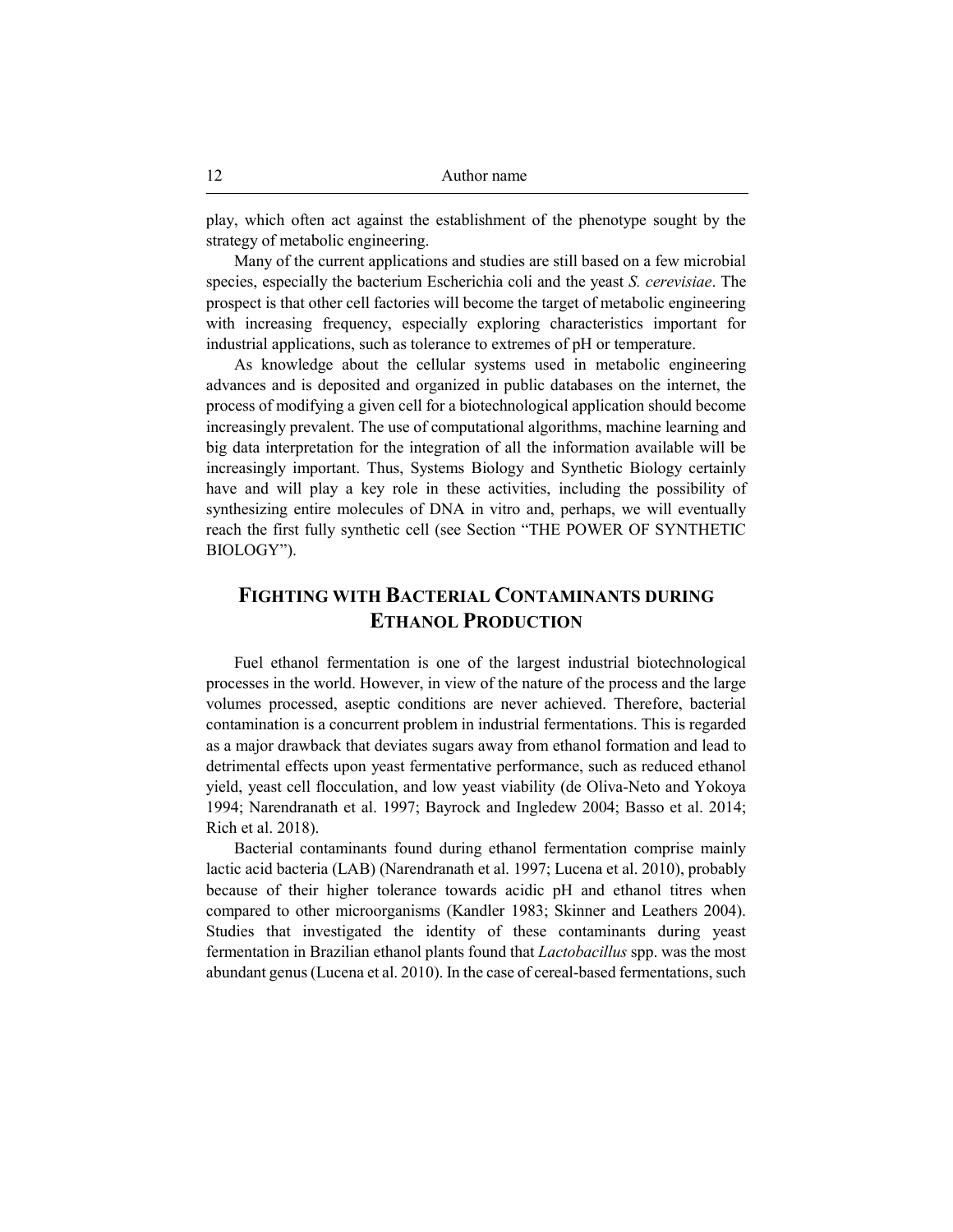play, which often act against the establishment of the phenotype sought by the strategy of metabolic engineering.

Many of the current applications and studies are still based on a few microbial species, especially the bacterium Escherichia coli and the yeast *S. cerevisiae*. The prospect is that other cell factories will become the target of metabolic engineering with increasing frequency, especially exploring characteristics important for industrial applications, such as tolerance to extremes of pH or temperature.

As knowledge about the cellular systems used in metabolic engineering advances and is deposited and organized in public databases on the internet, the process of modifying a given cell for a biotechnological application should become increasingly prevalent. The use of computational algorithms, machine learning and big data interpretation for the integration of all the information available will be increasingly important. Thus, Systems Biology and Synthetic Biology certainly have and will play a key role in these activities, including the possibility of synthesizing entire molecules of DNA in vitro and, perhaps, we will eventually reach the first fully synthetic cell (see Section "THE POWER OF SYNTHETIC BIOLOGY").

## FIGHTING WITH BACTERIAL CONTAMINANTS DURING ETHANOL PRODUCTION

Fuel ethanol fermentation is one of the largest industrial biotechnological processes in the world. However, in view of the nature of the process and the large volumes processed, aseptic conditions are never achieved. Therefore, bacterial contamination is a concurrent problem in industrial fermentations. This is regarded as a major drawback that deviates sugars away from ethanol formation and lead to detrimental effects upon yeast fermentative performance, such as reduced ethanol yield, yeast cell flocculation, and low yeast viability (de Oliva-Neto and Yokoya 1994; Narendranath et al. 1997; Bayrock and Ingledew 2004; Basso et al. 2014; Rich et al. 2018).

Bacterial contaminants found during ethanol fermentation comprise mainly lactic acid bacteria (LAB) (Narendranath et al. 1997; Lucena et al. 2010), probably because of their higher tolerance towards acidic pH and ethanol titres when compared to other microorganisms (Kandler 1983; Skinner and Leathers 2004). Studies that investigated the identity of these contaminants during yeast fermentation in Brazilian ethanol plants found that *Lactobacillus* spp. was the most abundant genus (Lucena et al. 2010). In the case of cereal-based fermentations, such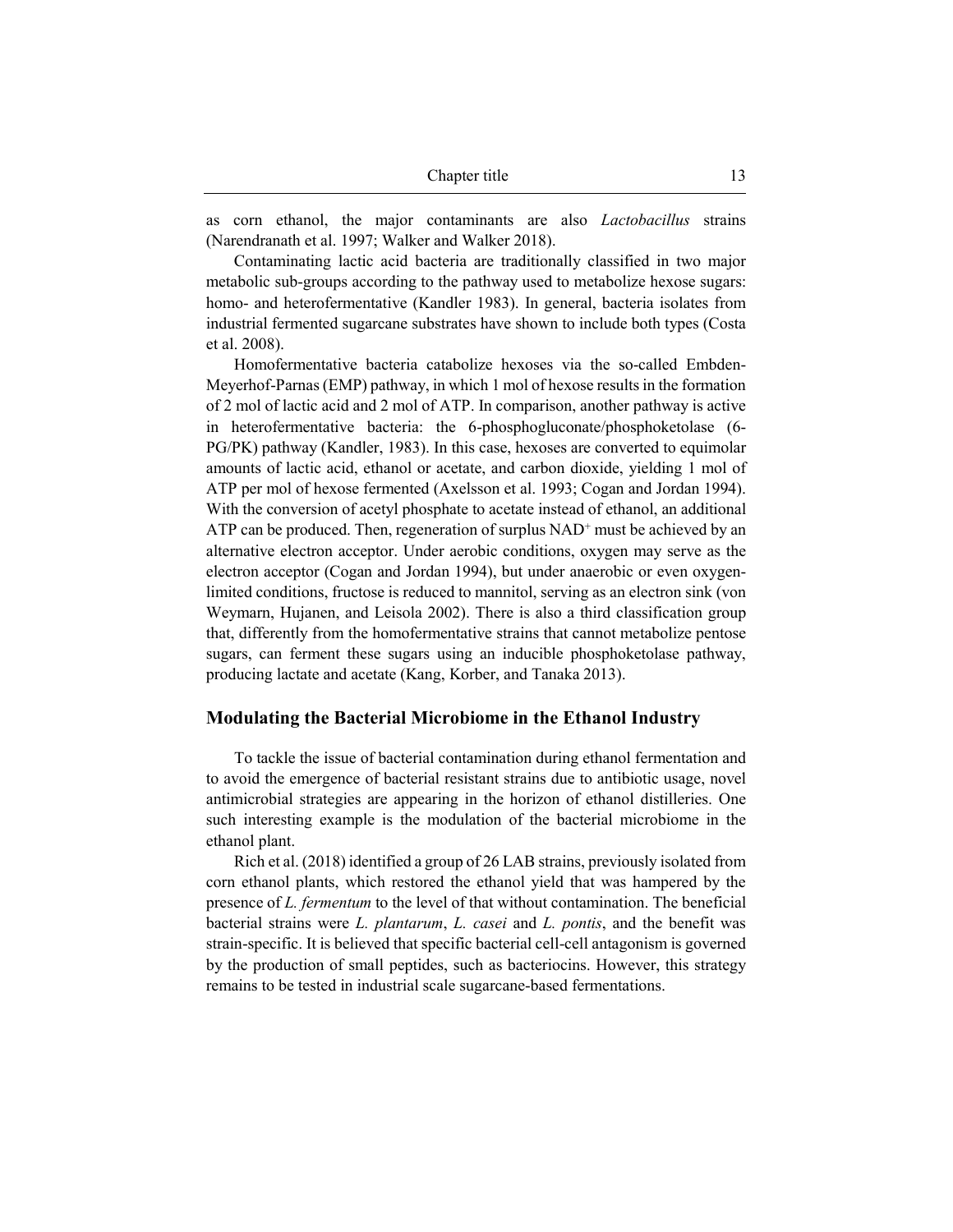as corn ethanol, the major contaminants are also *Lactobacillus* strains (Narendranath et al. 1997; Walker and Walker 2018).

Contaminating lactic acid bacteria are traditionally classified in two major metabolic sub-groups according to the pathway used to metabolize hexose sugars: homo- and heterofermentative (Kandler 1983). In general, bacteria isolates from industrial fermented sugarcane substrates have shown to include both types (Costa et al. 2008).

Homofermentative bacteria catabolize hexoses via the so-called Embden-Meyerhof-Parnas (EMP) pathway, in which 1 mol of hexose results in the formation of 2 mol of lactic acid and 2 mol of ATP. In comparison, another pathway is active in heterofermentative bacteria: the 6-phosphogluconate/phosphoketolase (6-PG/PK) pathway (Kandler, 1983). In this case, hexoses are converted to equimolar amounts of lactic acid, ethanol or acetate, and carbon dioxide, yielding 1 mol of ATP per mol of hexose fermented (Axelsson et al. 1993; Cogan and Jordan 1994). With the conversion of acetyl phosphate to acetate instead of ethanol, an additional ATP can be produced. Then, regeneration of surplus $NAD^+$ must be achieved by an alternative electron acceptor. Under aerobic conditions, oxygen may serve as the electron acceptor (Cogan and Jordan 1994), but under anaerobic or even oxygen-limited conditions, fructose is reduced to mannitol, serving as an electron sink (von Weymarn, Hujanen, and Leisola 2002). There is also a third classification group that, differently from the homofermentative strains that cannot metabolize pentose sugars, can ferment these sugars using an inducible phosphoketolase pathway, producing lactate and acetate (Kang, Korber, and Tanaka 2013).

## Modulating the Bacterial Microbiome in the Ethanol Industry

To tackle the issue of bacterial contamination during ethanol fermentation and to avoid the emergence of bacterial resistant strains due to antibiotic usage, novel antimicrobial strategies are appearing in the horizon of ethanol distilleries. One such interesting example is the modulation of the bacterial microbiome in the ethanol plant.

Rich et al. (2018) identified a group of 26 LAB strains, previously isolated from corn ethanol plants, which restored the ethanol yield that was hampered by the presence of *L. fermentum* to the level of that without contamination. The beneficial bacterial strains were *L. plantarum*, *L. casei* and *L. pontis*, and the benefit was strain-specific. It is believed that specific bacterial cell-cell antagonism is governed by the production of small peptides, such as bacteriocins. However, this strategy remains to be tested in industrial scale sugarcane-based fermentations.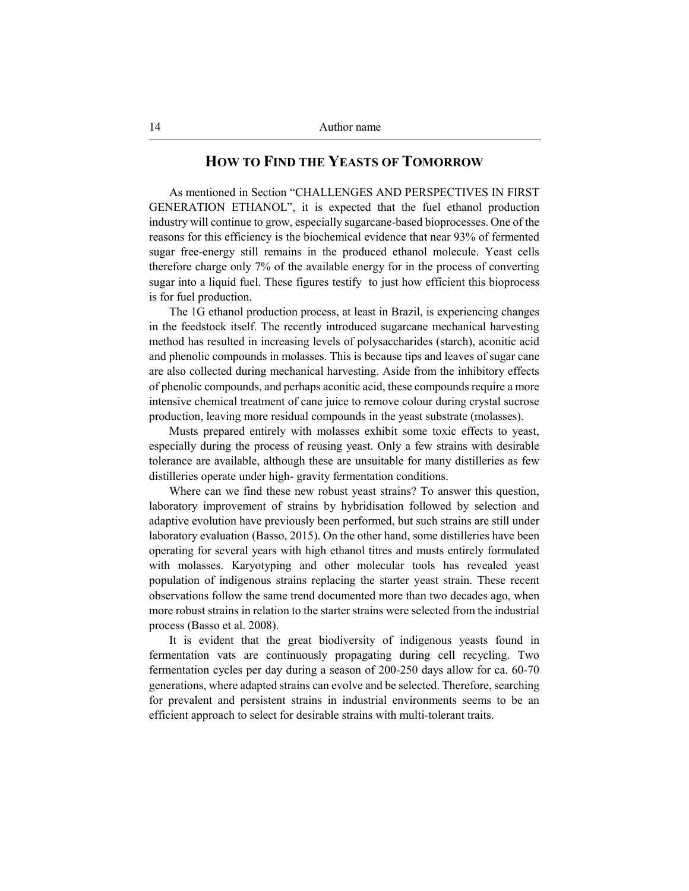## HOW TO FIND THE YEASTS OF TOMORROW

As mentioned in Section "CHALLENGES AND PERSPECTIVES IN FIRST GENERATION ETHANOL", it is expected that the fuel ethanol production industry will continue to grow, especially sugarcane-based bioprocesses. One of the reasons for this efficiency is the biochemical evidence that near 93% of fermented sugar free-energy still remains in the produced ethanol molecule. Yeast cells therefore charge only 7% of the available energy for in the process of converting sugar into a liquid fuel. These figures testify to just how efficient this bioprocess is for fuel production.

The 1G ethanol production process, at least in Brazil, is experiencing changes in the feedstock itself. The recently introduced sugarcane mechanical harvesting method has resulted in increasing levels of polysaccharides (starch), aconitic acid and phenolic compounds in molasses. This is because tips and leaves of sugar cane are also collected during mechanical harvesting. Aside from the inhibitory effects of phenolic compounds, and perhaps aconitic acid, these compounds require a more intensive chemical treatment of cane juice to remove colour during crystal sucrose production, leaving more residual compounds in the yeast substrate (molasses).

Musts prepared entirely with molasses exhibit some toxic effects to yeast, especially during the process of reusing yeast. Only a few strains with desirable tolerance are available, although these are unsuitable for many distilleries as few distilleries operate under high- gravity fermentation conditions.

Where can we find these new robust yeast strains? To answer this question, laboratory improvement of strains by hybridisation followed by selection and adaptive evolution have previously been performed, but such strains are still under laboratory evaluation (Basso, 2015). On the other hand, some distilleries have been operating for several years with high ethanol titres and musts entirely formulated with molasses. Karyotyping and other molecular tools has revealed yeast population of indigenous strains replacing the starter yeast strain. These recent observations follow the same trend documented more than two decades ago, when more robust strains in relation to the starter strains were selected from the industrial process (Basso et al. 2008).

It is evident that the great biodiversity of indigenous yeasts found in fermentation vats are continuously propagating during cell recycling. Two fermentation cycles per day during a season of 200-250 days allow for ca. 60-70 generations, where adapted strains can evolve and be selected. Therefore, searching for prevalent and persistent strains in industrial environments seems to be an efficient approach to select for desirable strains with multi-tolerant traits.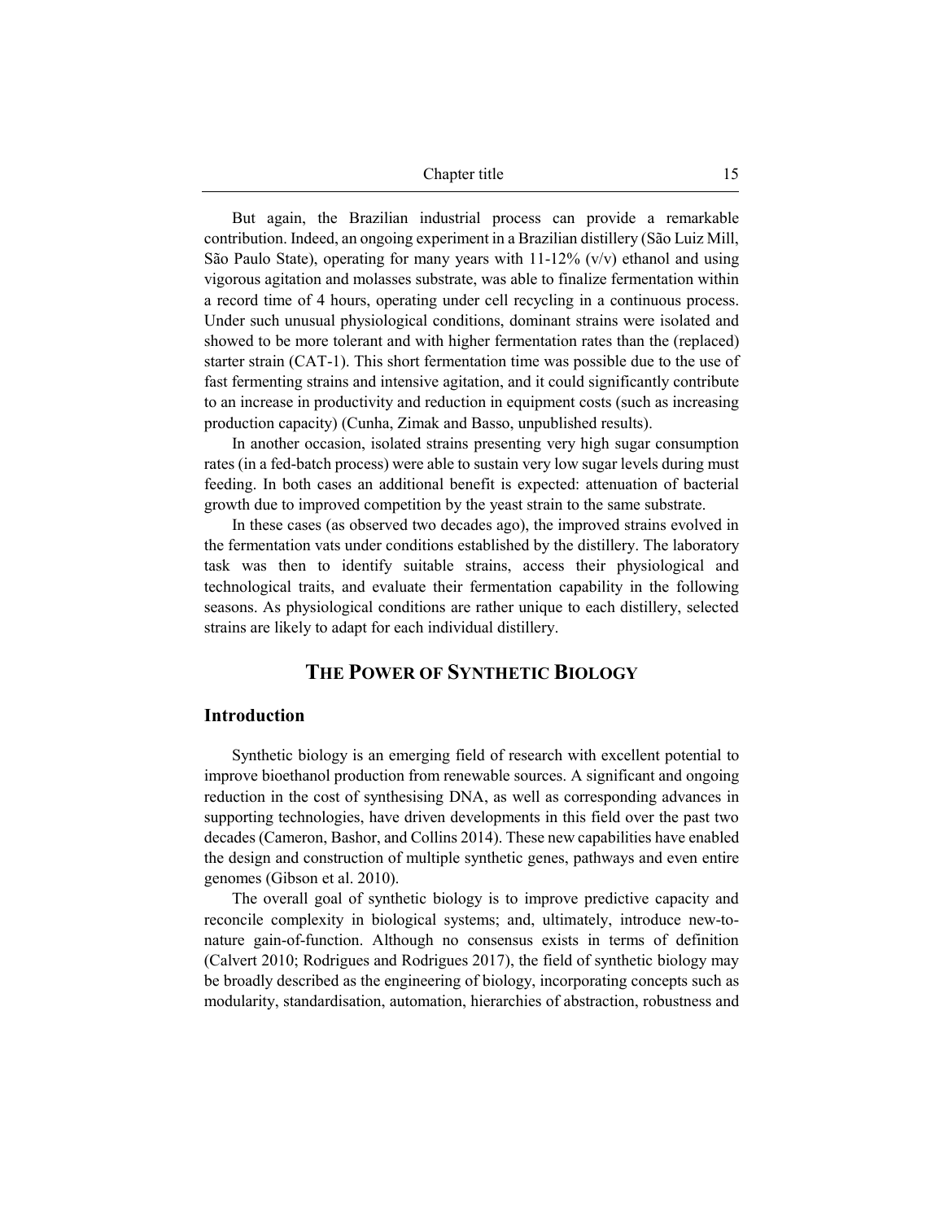But again, the Brazilian industrial process can provide a remarkable contribution. Indeed, an ongoing experiment in a Brazilian distillery (São Luiz Mill, São Paulo State), operating for many years with 11-12% (v/v) ethanol and using vigorous agitation and molasses substrate, was able to finalize fermentation within a record time of 4 hours, operating under cell recycling in a continuous process. Under such unusual physiological conditions, dominant strains were isolated and showed to be more tolerant and with higher fermentation rates than the (replaced) starter strain (CAT-1). This short fermentation time was possible due to the use of fast fermenting strains and intensive agitation, and it could significantly contribute to an increase in productivity and reduction in equipment costs (such as increasing production capacity) (Cunha, Zimak and Basso, unpublished results).

In another occasion, isolated strains presenting very high sugar consumption rates (in a fed-batch process) were able to sustain very low sugar levels during must feeding. In both cases an additional benefit is expected: attenuation of bacterial growth due to improved competition by the yeast strain to the same substrate.

In these cases (as observed two decades ago), the improved strains evolved in the fermentation vats under conditions established by the distillery. The laboratory task was then to identify suitable strains, access their physiological and technological traits, and evaluate their fermentation capability in the following seasons. As physiological conditions are rather unique to each distillery, selected strains are likely to adapt for each individual distillery.

## THE POWER OF SYNTHETIC BIOLOGY

### Introduction

Synthetic biology is an emerging field of research with excellent potential to improve bioethanol production from renewable sources. A significant and ongoing reduction in the cost of synthesising DNA, as well as corresponding advances in supporting technologies, have driven developments in this field over the past two decades (Cameron, Bashor, and Collins 2014). These new capabilities have enabled the design and construction of multiple synthetic genes, pathways and even entire genomes (Gibson et al. 2010).

The overall goal of synthetic biology is to improve predictive capacity and reconcile complexity in biological systems; and, ultimately, introduce new-to-nature gain-of-function. Although no consensus exists in terms of definition (Calvert 2010; Rodrigues and Rodrigues 2017), the field of synthetic biology may be broadly described as the engineering of biology, incorporating concepts such as modularity, standardisation, automation, hierarchies of abstraction, robustness and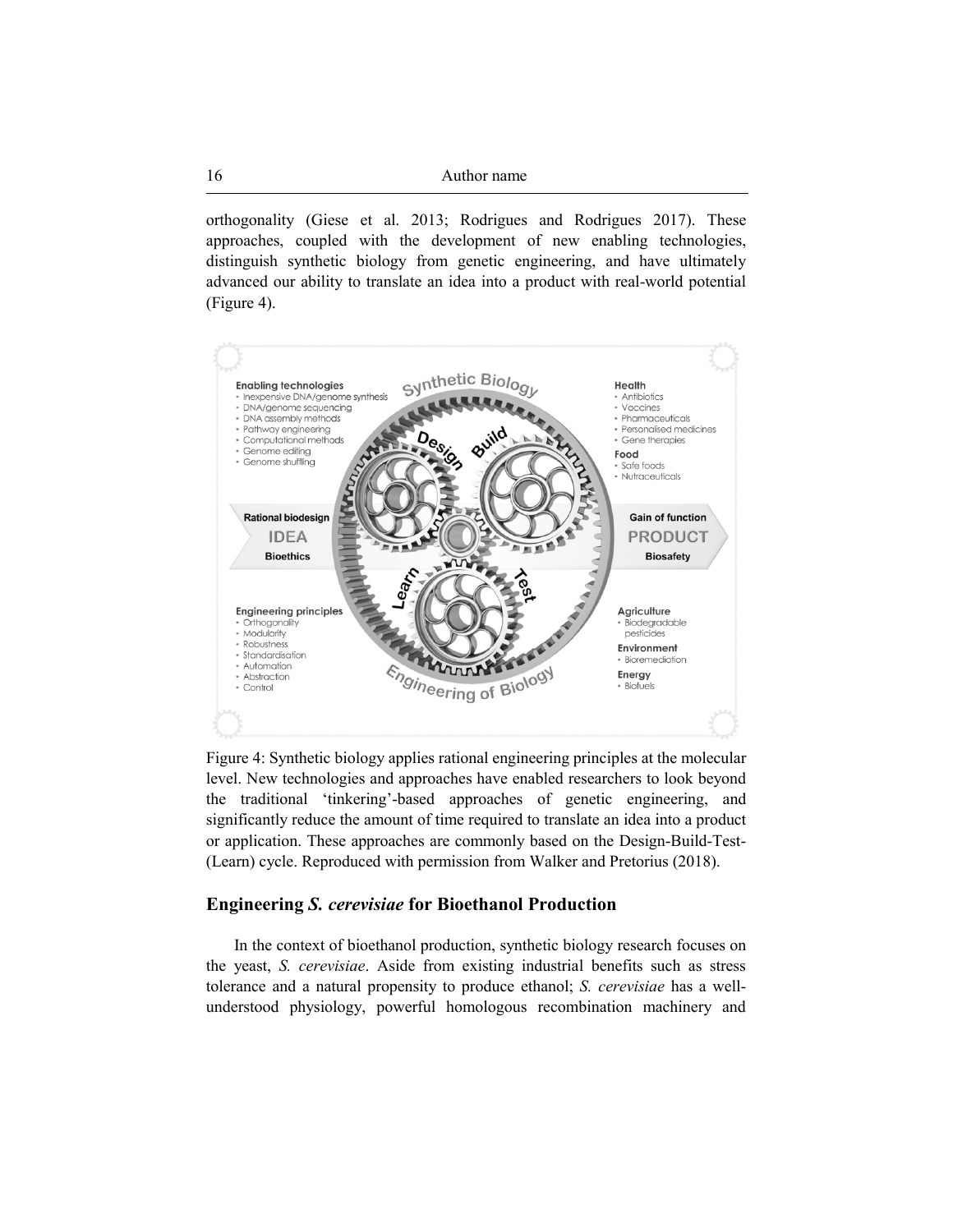orthogonality (Giese et al. 2013; Rodrigues and Rodrigues 2017). These approaches, coupled with the development of new enabling technologies, distinguish synthetic biology from genetic engineering, and have ultimately advanced our ability to translate an idea into a product with real-world potential (Figure 4).

Figure 4: Synthetic biology applies rational engineering principles at the molecular level. New technologies and approaches have enabled researchers to look beyond the traditional 'tinkering'-based approaches of genetic engineering, and significantly reduce the amount of time required to translate an idea into a product or application. These approaches are commonly based on the Design-Build-Test-(Learn) cycle. Reproduced with permission from Walker and Pretorius (2018).

## Engineering *S. cerevisiae* for Bioethanol Production

In the context of bioethanol production, synthetic biology research focuses on the yeast, *S. cerevisiae*. Aside from existing industrial benefits such as stress tolerance and a natural propensity to produce ethanol; *S. cerevisiae* has a well-understood physiology, powerful homologous recombination machinery and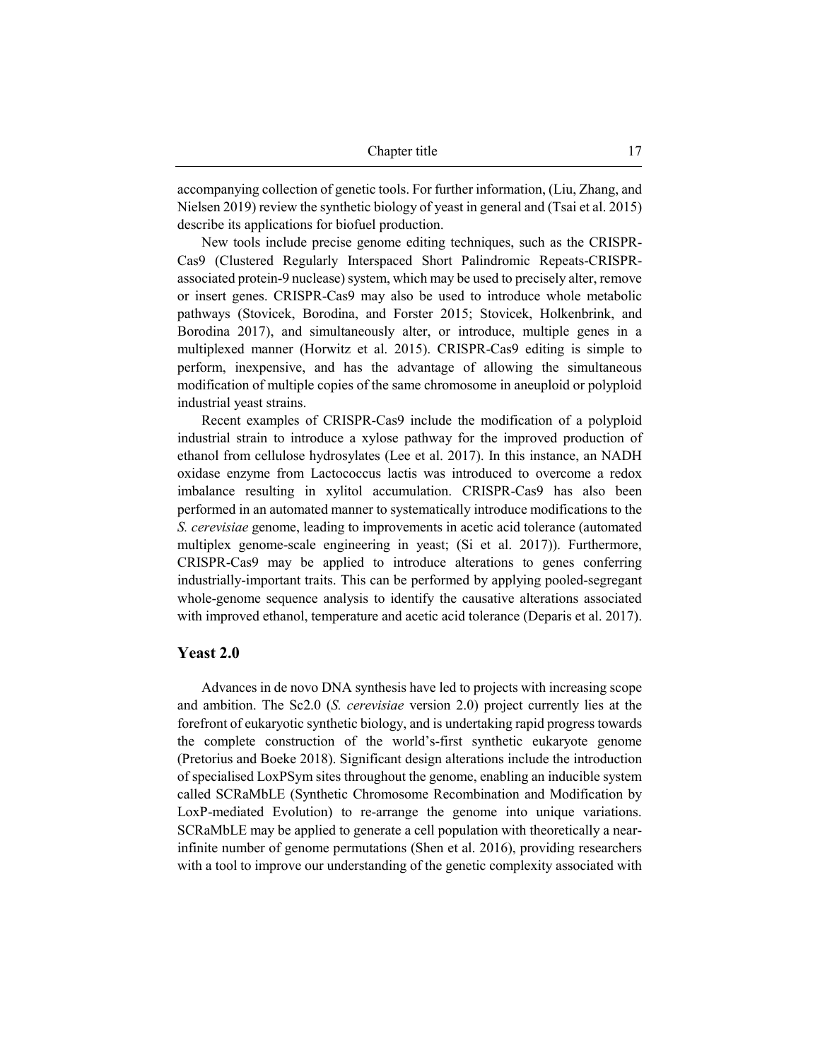accompanying collection of genetic tools. For further information, (Liu, Zhang, and Nielsen 2019) review the synthetic biology of yeast in general and (Tsai et al. 2015) describe its applications for biofuel production.

New tools include precise genome editing techniques, such as the CRISPR-Cas9 (Clustered Regularly Interspaced Short Palindromic Repeats-CRISPR-associated protein-9 nuclease) system, which may be used to precisely alter, remove or insert genes. CRISPR-Cas9 may also be used to introduce whole metabolic pathways (Stovicek, Borodina, and Forster 2015; Stovicek, Holkenbrink, and Borodina 2017), and simultaneously alter, or introduce, multiple genes in a multiplexed manner (Horwitz et al. 2015). CRISPR-Cas9 editing is simple to perform, inexpensive, and has the advantage of allowing the simultaneous modification of multiple copies of the same chromosome in aneuploid or polyploid industrial yeast strains.

Recent examples of CRISPR-Cas9 include the modification of a polyploid industrial strain to introduce a xylose pathway for the improved production of ethanol from cellulose hydrosylates (Lee et al. 2017). In this instance, an NADH oxidase enzyme from Lactococcus lactis was introduced to overcome a redox imbalance resulting in xylitol accumulation. CRISPR-Cas9 has also been performed in an automated manner to systematically introduce modifications to the *S. cerevisiae* genome, leading to improvements in acetic acid tolerance (automated multiplex genome-scale engineering in yeast; (Si et al. 2017)). Furthermore, CRISPR-Cas9 may be applied to introduce alterations to genes conferring industrially-important traits. This can be performed by applying pooled-segregant whole-genome sequence analysis to identify the causative alterations associated with improved ethanol, temperature and acetic acid tolerance (Deparis et al. 2017).

## Yeast 2.0

Advances in de novo DNA synthesis have led to projects with increasing scope and ambition. The Sc2.0 (*S. cerevisiae* version 2.0) project currently lies at the forefront of eukaryotic synthetic biology, and is undertaking rapid progress towards the complete construction of the world's-first synthetic eukaryote genome (Pretorius and Boeke 2018). Significant design alterations include the introduction of specialised LoxPSym sites throughout the genome, enabling an inducible system called SCRaMbLE (Synthetic Chromosome Recombination and Modification by LoxP-mediated Evolution) to re-arrange the genome into unique variations. SCRaMbLE may be applied to generate a cell population with theoretically a near-infinite number of genome permutations (Shen et al. 2016), providing researchers with a tool to improve our understanding of the genetic complexity associated with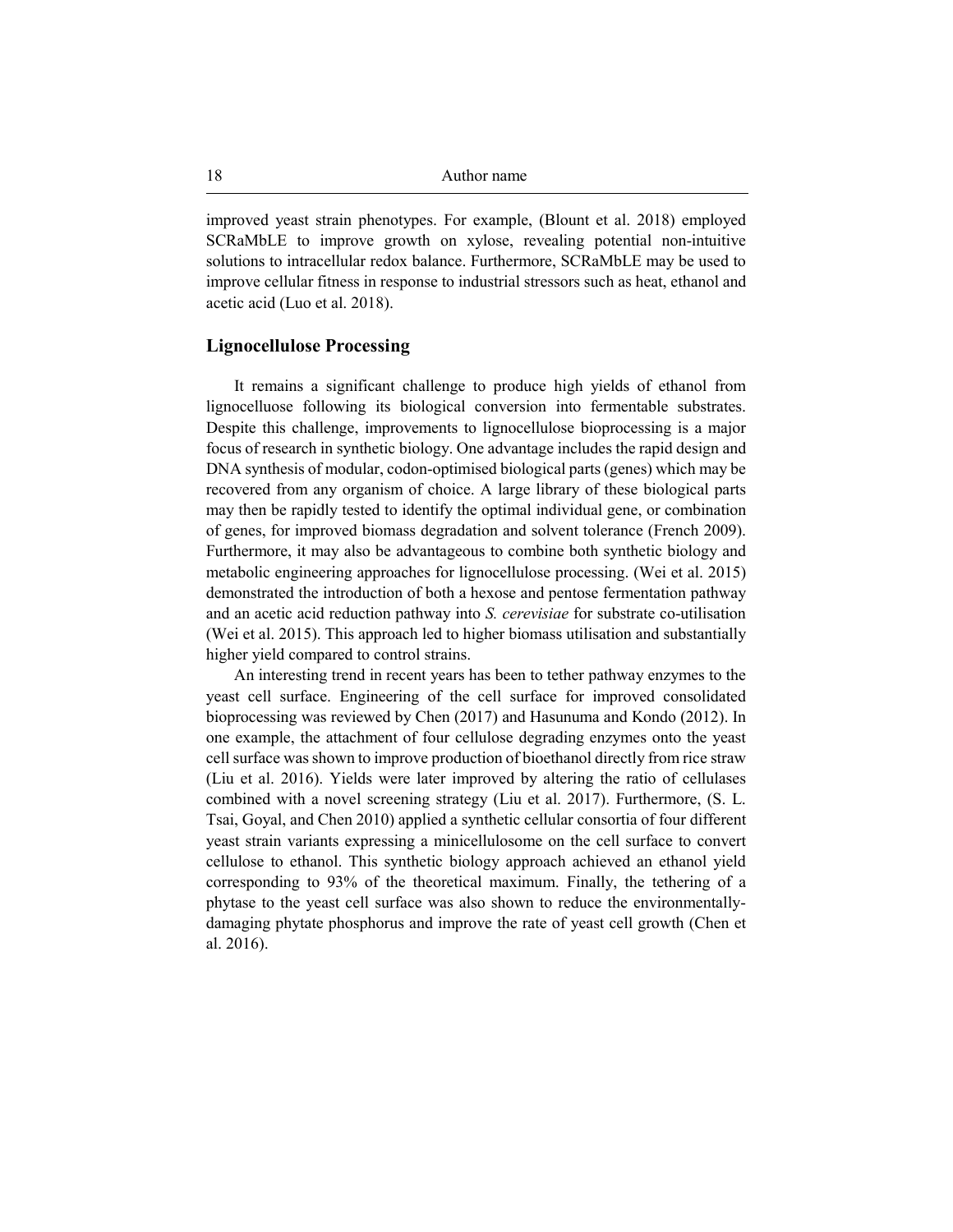improved yeast strain phenotypes. For example, (Blount et al. 2018) employed SCRaMbLE to improve growth on xylose, revealing potential non-intuitive solutions to intracellular redox balance. Furthermore, SCRaMbLE may be used to improve cellular fitness in response to industrial stressors such as heat, ethanol and acetic acid (Luo et al. 2018).

## Lignocellulose Processing

It remains a significant challenge to produce high yields of ethanol from lignocelluose following its biological conversion into fermentable substrates. Despite this challenge, improvements to lignocellulose bioprocessing is a major focus of research in synthetic biology. One advantage includes the rapid design and DNA synthesis of modular, codon-optimised biological parts (genes) which may be recovered from any organism of choice. A large library of these biological parts may then be rapidly tested to identify the optimal individual gene, or combination of genes, for improved biomass degradation and solvent tolerance (French 2009). Furthermore, it may also be advantageous to combine both synthetic biology and metabolic engineering approaches for lignocellulose processing. (Wei et al. 2015) demonstrated the introduction of both a hexose and pentose fermentation pathway and an acetic acid reduction pathway into *S. cerevisiae* for substrate co-utilisation (Wei et al. 2015). This approach led to higher biomass utilisation and substantially higher yield compared to control strains.

An interesting trend in recent years has been to tether pathway enzymes to the yeast cell surface. Engineering of the cell surface for improved consolidated bioprocessing was reviewed by Chen (2017) and Hasunuma and Kondo (2012). In one example, the attachment of four cellulose degrading enzymes onto the yeast cell surface was shown to improve production of bioethanol directly from rice straw (Liu et al. 2016). Yields were later improved by altering the ratio of cellulases combined with a novel screening strategy (Liu et al. 2017). Furthermore, (S. L. Tsai, Goyal, and Chen 2010) applied a synthetic cellular consortia of four different yeast strain variants expressing a minicellulosome on the cell surface to convert cellulose to ethanol. This synthetic biology approach achieved an ethanol yield corresponding to 93% of the theoretical maximum. Finally, the tethering of a phytase to the yeast cell surface was also shown to reduce the environmentally-damaging phytate phosphorus and improve the rate of yeast cell growth (Chen et al. 2016).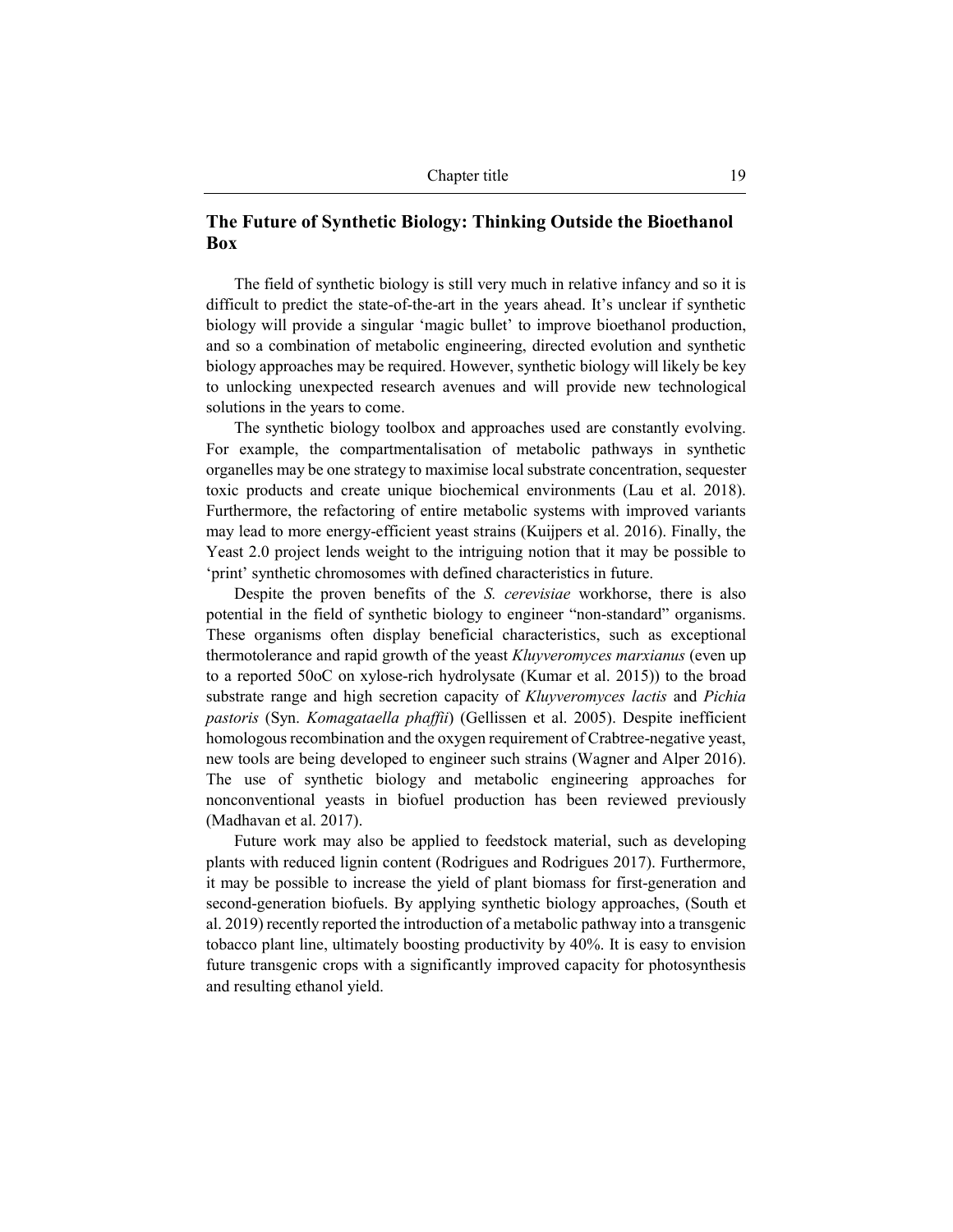## The Future of Synthetic Biology: Thinking Outside the Bioethanol Box

The field of synthetic biology is still very much in relative infancy and so it is difficult to predict the state-of-the-art in the years ahead. It's unclear if synthetic biology will provide a singular 'magic bullet' to improve bioethanol production, and so a combination of metabolic engineering, directed evolution and synthetic biology approaches may be required. However, synthetic biology will likely be key to unlocking unexpected research avenues and will provide new technological solutions in the years to come.

The synthetic biology toolbox and approaches used are constantly evolving. For example, the compartmentalisation of metabolic pathways in synthetic organelles may be one strategy to maximise local substrate concentration, sequester toxic products and create unique biochemical environments (Lau et al. 2018). Furthermore, the refactoring of entire metabolic systems with improved variants may lead to more energy-efficient yeast strains (Kuijpers et al. 2016). Finally, the Yeast 2.0 project lends weight to the intriguing notion that it may be possible to 'print' synthetic chromosomes with defined characteristics in future.

Despite the proven benefits of the *S. cerevisiae* workhorse, there is also potential in the field of synthetic biology to engineer "non-standard" organisms. These organisms often display beneficial characteristics, such as exceptional thermotolerance and rapid growth of the yeast *Kluyveromyces marxianus* (even up to a reported 50oC on xylose-rich hydrolysate (Kumar et al. 2015)) to the broad substrate range and high secretion capacity of *Kluyveromyces lactis* and *Pichia pastoris* (Syn. *Komagataella phaffii*) (Gellissen et al. 2005). Despite inefficient homologous recombination and the oxygen requirement of Crabtree-negative yeast, new tools are being developed to engineer such strains (Wagner and Alper 2016). The use of synthetic biology and metabolic engineering approaches for nonconventional yeasts in biofuel production has been reviewed previously (Madhavan et al. 2017).

Future work may also be applied to feedstock material, such as developing plants with reduced lignin content (Rodrigues and Rodrigues 2017). Furthermore, it may be possible to increase the yield of plant biomass for first-generation and second-generation biofuels. By applying synthetic biology approaches, (South et al. 2019) recently reported the introduction of a metabolic pathway into a transgenic tobacco plant line, ultimately boosting productivity by 40%. It is easy to envision future transgenic crops with a significantly improved capacity for photosynthesis and resulting ethanol yield.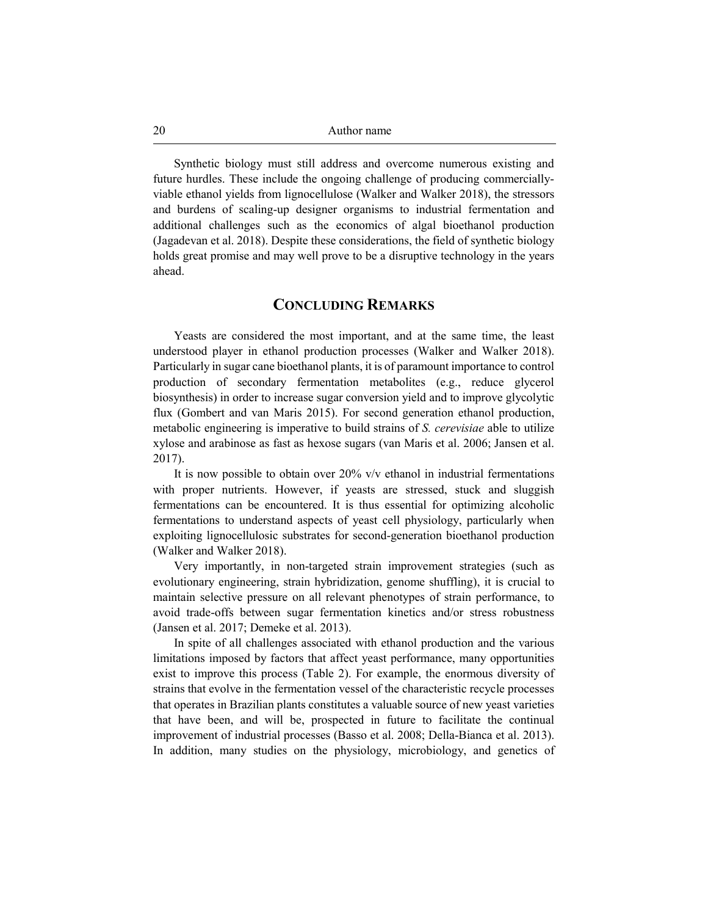Synthetic biology must still address and overcome numerous existing and future hurdles. These include the ongoing challenge of producing commercially-viable ethanol yields from lignocellulose (Walker and Walker 2018), the stressors and burdens of scaling-up designer organisms to industrial fermentation and additional challenges such as the economics of algal bioethanol production (Jagadevan et al. 2018). Despite these considerations, the field of synthetic biology holds great promise and may well prove to be a disruptive technology in the years ahead.

## CONCLUDING REMARKS

Yeasts are considered the most important, and at the same time, the least understood player in ethanol production processes (Walker and Walker 2018). Particularly in sugar cane bioethanol plants, it is of paramount importance to control production of secondary fermentation metabolites (e.g., reduce glycerol biosynthesis) in order to increase sugar conversion yield and to improve glycolytic flux (Gombert and van Maris 2015). For second generation ethanol production, metabolic engineering is imperative to build strains of *S. cerevisiae* able to utilize xylose and arabinose as fast as hexose sugars (van Maris et al. 2006; Jansen et al. 2017).

It is now possible to obtain over 20% v/v ethanol in industrial fermentations with proper nutrients. However, if yeasts are stressed, stuck and sluggish fermentations can be encountered. It is thus essential for optimizing alcoholic fermentations to understand aspects of yeast cell physiology, particularly when exploiting lignocellulosic substrates for second-generation bioethanol production (Walker and Walker 2018).

Very importantly, in non-targeted strain improvement strategies (such as evolutionary engineering, strain hybridization, genome shuffling), it is crucial to maintain selective pressure on all relevant phenotypes of strain performance, to avoid trade-offs between sugar fermentation kinetics and/or stress robustness (Jansen et al. 2017; Demeke et al. 2013).

In spite of all challenges associated with ethanol production and the various limitations imposed by factors that affect yeast performance, many opportunities exist to improve this process (Table 2). For example, the enormous diversity of strains that evolve in the fermentation vessel of the characteristic recycle processes that operates in Brazilian plants constitutes a valuable source of new yeast varieties that have been, and will be, prospected in future to facilitate the continual improvement of industrial processes (Basso et al. 2008; Della-Bianca et al. 2013). In addition, many studies on the physiology, microbiology, and genetics of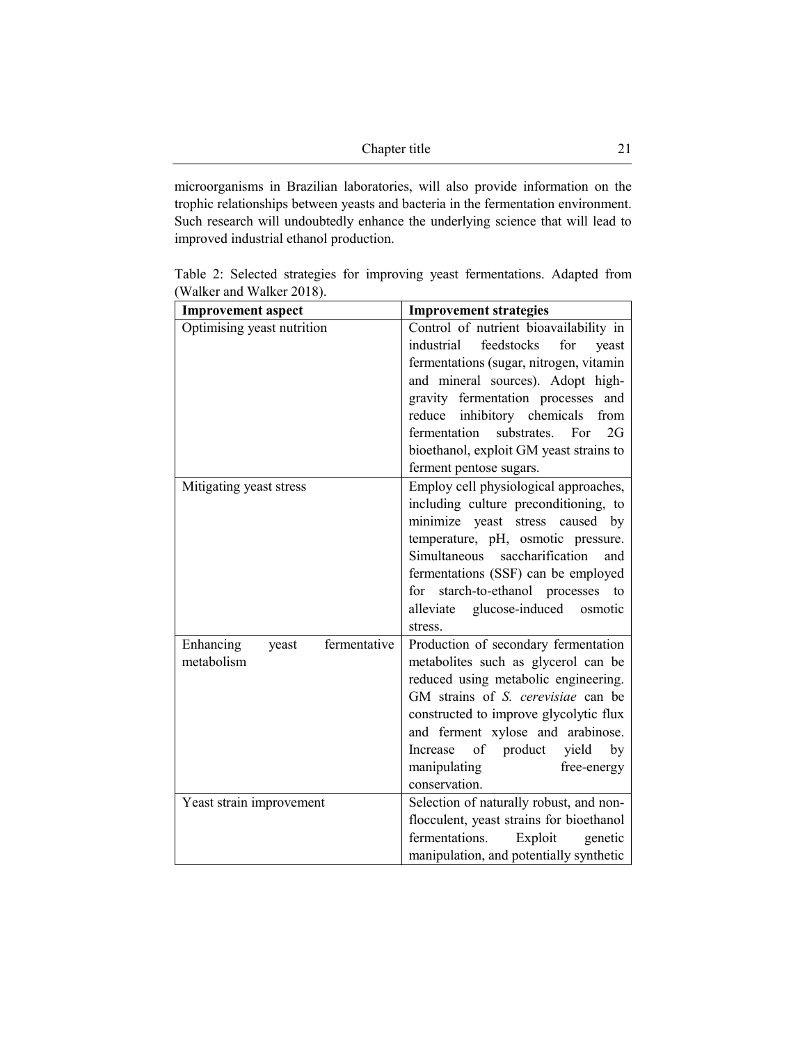microorganisms in Brazilian laboratories, will also provide information on the trophic relationships between yeasts and bacteria in the fermentation environment. Such research will undoubtedly enhance the underlying science that will lead to improved industrial ethanol production.

Table 2: Selected strategies for improving yeast fermentations. Adapted from (Walker and Walker 2018).

| Improvement aspect | Improvement strategies |
|---|---|
| Optimising yeast nutrition | Control of nutrient bioavailability in industrial feedstocks for yeast fermentations (sugar, nitrogen, vitamin and mineral sources). Adopt high-gravity fermentation processes and reduce inhibitory chemicals from fermentation substrates. For 2G bioethanol, exploit GM yeast strains to ferment pentose sugars. |
| Mitigating yeast stress | Employ cell physiological approaches, including culture preconditioning, to minimize yeast stress caused by temperature, pH, osmotic pressure. Simultaneous saccharification and fermentations (SSF) can be employed for starch-to-ethanol processes to alleviate glucose-induced osmotic stress. |
| Enhancing yeast fermentative metabolism | Production of secondary fermentation metabolites such as glycerol can be reduced using metabolic engineering. GM strains of *S. cerevisiae* can be constructed to improve glycolytic flux and ferment xylose and arabinose. Increase of product yield by manipulating free-energy conservation. |
| Yeast strain improvement | Selection of naturally robust, and non-flocculent, yeast strains for bioethanol fermentations. Exploit genetic manipulation, and potentially synthetic |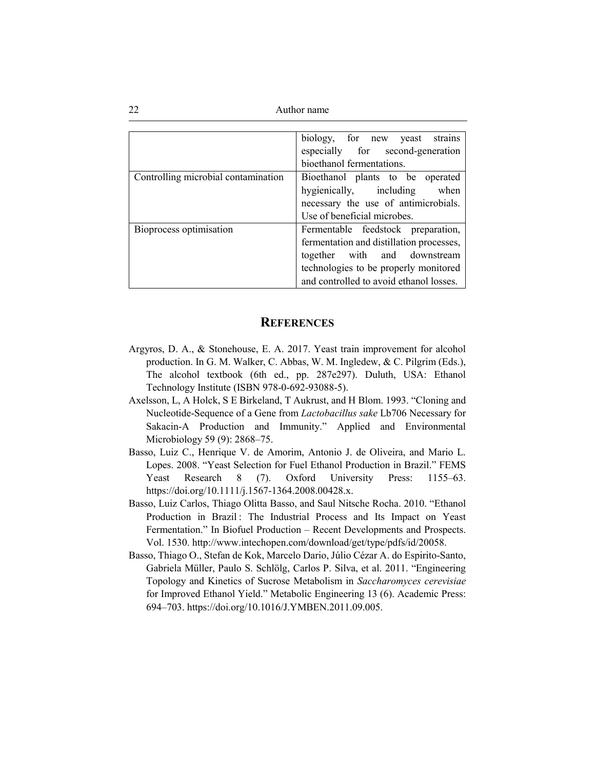| | |
|---|---|
| | biology, for new yeast strains especially for second-generation bioethanol fermentations. |
| Controlling microbial contamination | Bioethanol plants to be operated hygienically, including when necessary the use of antimicrobials. Use of beneficial microbes. |
| Bioprocess optimisation | Fermentable feedstock preparation, fermentation and distillation processes, together with and downstream technologies to be properly monitored and controlled to avoid ethanol losses. |

## REFERENCES

Argyros, D. A., & Stonehouse, E. A. 2017. Yeast train improvement for alcohol production. In G. M. Walker, C. Abbas, W. M. Ingledew, & C. Pilgrim (Eds.), The alcohol textbook (6th ed., pp. 287e297). Duluth, USA: Ethanol Technology Institute (ISBN 978-0-692-93088-5).

Axelsson, L, A Holck, S E Birkeland, T Aukrust, and H Blom. 1993. "Cloning and Nucleotide-Sequence of a Gene from *Lactobacillus sake* Lb706 Necessary for Sakacin-A Production and Immunity." Applied and Environmental Microbiology 59 (9): 2868–75.

Basso, Luiz C., Henrique V. de Amorim, Antonio J. de Oliveira, and Mario L. Lopes. 2008. "Yeast Selection for Fuel Ethanol Production in Brazil." FEMS Yeast Research 8 (7). Oxford University Press: 1155–63. https://doi.org/10.1111/j.1567-1364.2008.00428.x.

Basso, Luiz Carlos, Thiago Olitta Basso, and Saul Nitsche Rocha. 2010. "Ethanol Production in Brazil : The Industrial Process and Its Impact on Yeast Fermentation." In Biofuel Production – Recent Developments and Prospects. Vol. 1530. http://www.intechopen.com/download/get/type/pdfs/id/20058.

Basso, Thiago O., Stefan de Kok, Marcelo Dario, Júlio Cézar A. do Espirito-Santo, Gabriela Müller, Paulo S. Schlölg, Carlos P. Silva, et al. 2011. "Engineering Topology and Kinetics of Sucrose Metabolism in *Saccharomyces cerevisiae* for Improved Ethanol Yield." Metabolic Engineering 13 (6). Academic Press: 694–703. https://doi.org/10.1016/J.YMBEN.2011.09.005.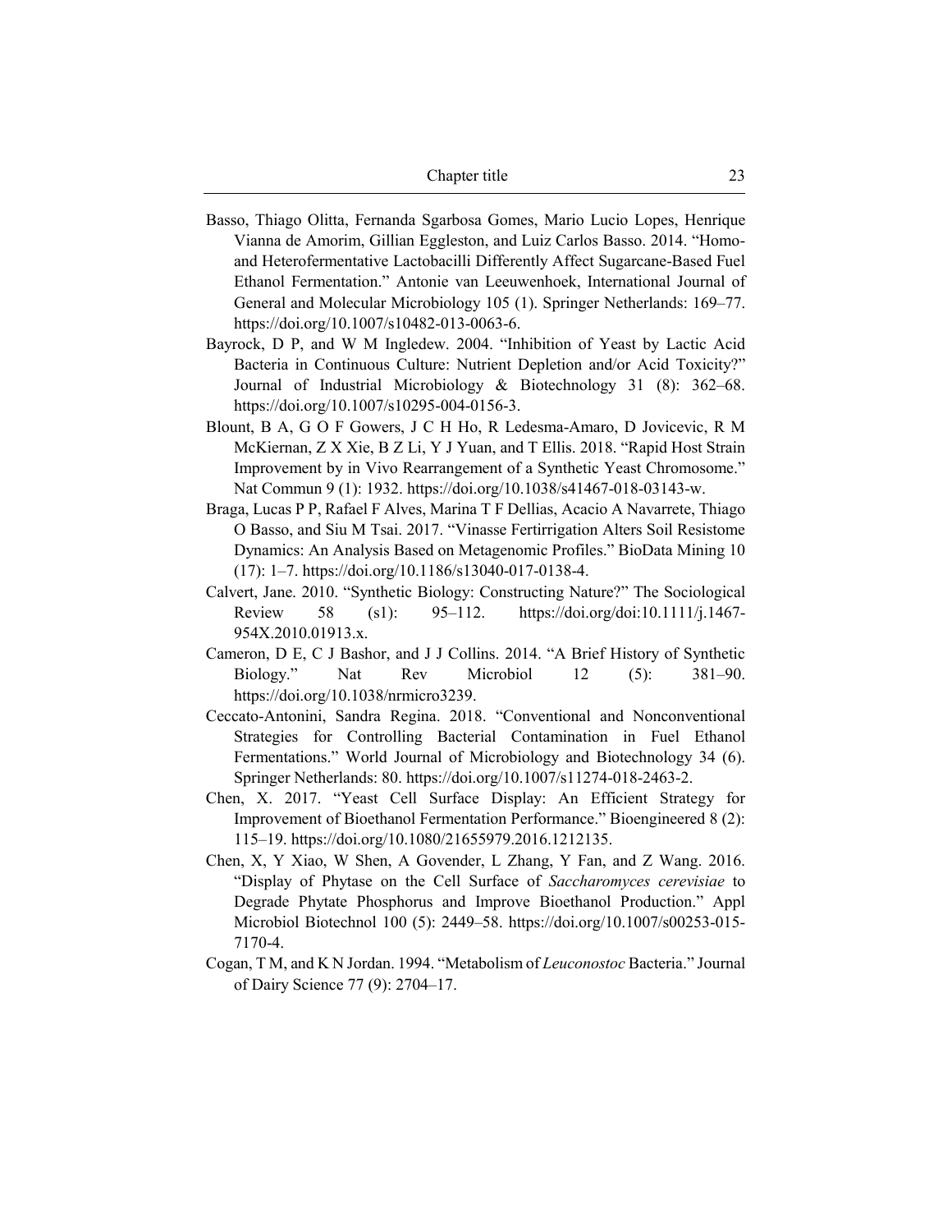Basso, Thiago Olitta, Fernanda Sgarbosa Gomes, Mario Lucio Lopes, Henrique Vianna de Amorim, Gillian Eggleston, and Luiz Carlos Basso. 2014. "Homo- and Heterofermentative Lactobacilli Differently Affect Sugarcane-Based Fuel Ethanol Fermentation." Antonie van Leeuwenhoek, International Journal of General and Molecular Microbiology 105 (1). Springer Netherlands: 169–77. https://doi.org/10.1007/s10482-013-0063-6.

Bayrock, D P, and W M Ingledew. 2004. "Inhibition of Yeast by Lactic Acid Bacteria in Continuous Culture: Nutrient Depletion and/or Acid Toxicity?" Journal of Industrial Microbiology & Biotechnology 31 (8): 362–68. https://doi.org/10.1007/s10295-004-0156-3.

Blount, B A, G O F Gowers, J C H Ho, R Ledesma-Amaro, D Jovicevic, R M McKiernan, Z X Xie, B Z Li, Y J Yuan, and T Ellis. 2018. "Rapid Host Strain Improvement by in Vivo Rearrangement of a Synthetic Yeast Chromosome." Nat Commun 9 (1): 1932. https://doi.org/10.1038/s41467-018-03143-w.

Braga, Lucas P P, Rafael F Alves, Marina T F Dellias, Acacio A Navarrete, Thiago O Basso, and Siu M Tsai. 2017. "Vinasse Fertirrigation Alters Soil Resistome Dynamics: An Analysis Based on Metagenomic Profiles." BioData Mining 10 (17): 1–7. https://doi.org/10.1186/s13040-017-0138-4.

Calvert, Jane. 2010. "Synthetic Biology: Constructing Nature?" The Sociological Review 58 (s1): 95–112. https://doi.org/doi:10.1111/j.1467-954X.2010.01913.x.

Cameron, D E, C J Bashor, and J J Collins. 2014. "A Brief History of Synthetic Biology." Nat Rev Microbiol 12 (5): 381–90. https://doi.org/10.1038/nrmicro3239.

Ceccato-Antonini, Sandra Regina. 2018. "Conventional and Nonconventional Strategies for Controlling Bacterial Contamination in Fuel Ethanol Fermentations." World Journal of Microbiology and Biotechnology 34 (6). Springer Netherlands: 80. https://doi.org/10.1007/s11274-018-2463-2.

Chen, X. 2017. "Yeast Cell Surface Display: An Efficient Strategy for Improvement of Bioethanol Fermentation Performance." Bioengineered 8 (2): 115–19. https://doi.org/10.1080/21655979.2016.1212135.

Chen, X, Y Xiao, W Shen, A Govender, L Zhang, Y Fan, and Z Wang. 2016. "Display of Phytase on the Cell Surface of *Saccharomyces cerevisiae* to Degrade Phytate Phosphorus and Improve Bioethanol Production." Appl Microbiol Biotechnol 100 (5): 2449–58. https://doi.org/10.1007/s00253-015-7170-4.

Cogan, T M, and K N Jordan. 1994. "Metabolism of *Leuconostoc* Bacteria." Journal of Dairy Science 77 (9): 2704–17.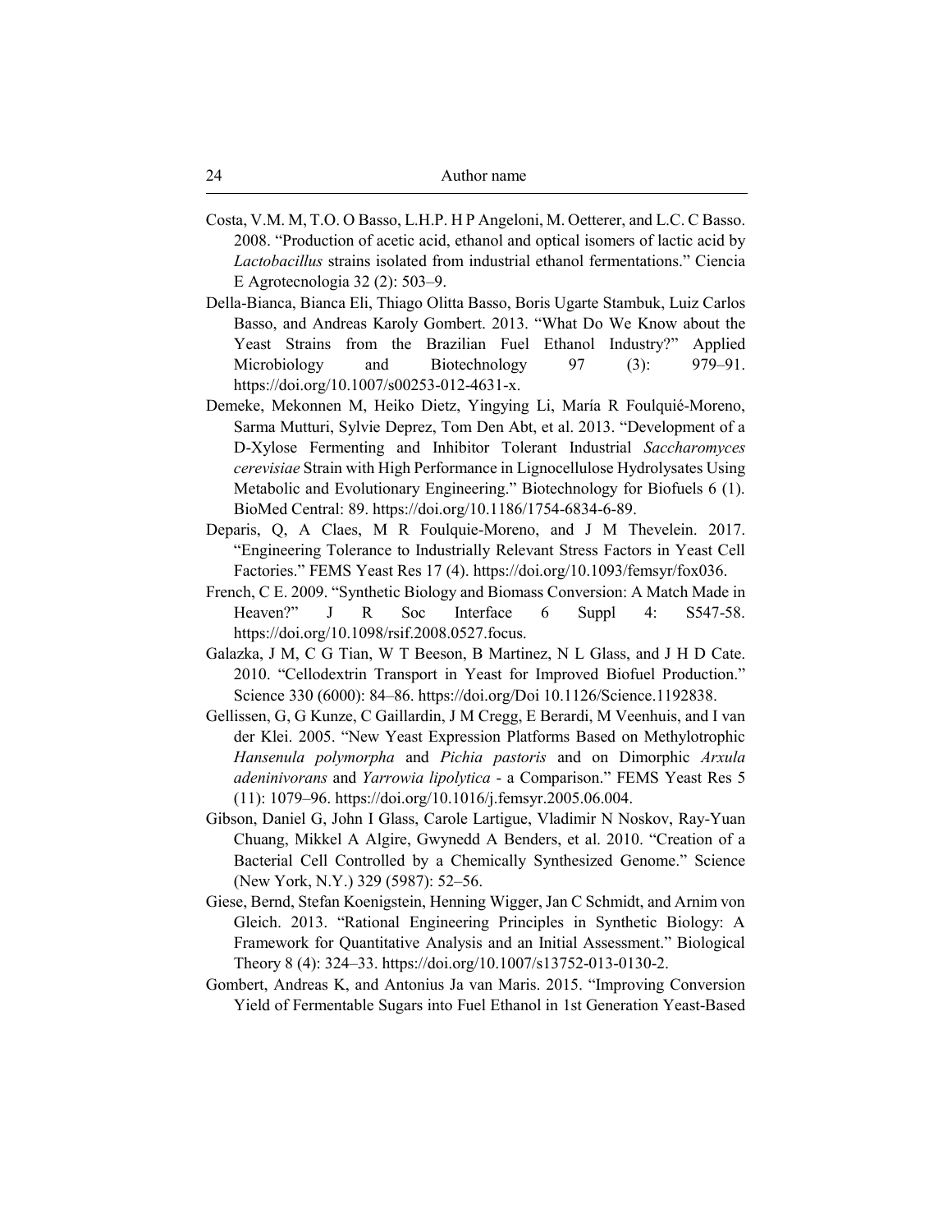Costa, V.M. M, T.O. O Basso, L.H.P. H P Angeloni, M. Oetterer, and L.C. C Basso. 2008. “Production of acetic acid, ethanol and optical isomers of lactic acid by *Lactobacillus* strains isolated from industrial ethanol fermentations.” Ciencia E Agrotecnologia 32 (2): 503–9.

Della-Bianca, Bianca Eli, Thiago Olitta Basso, Boris Ugarte Stambuk, Luiz Carlos Basso, and Andreas Karoly Gombert. 2013. “What Do We Know about the Yeast Strains from the Brazilian Fuel Ethanol Industry?” Applied Microbiology and Biotechnology 97 (3): 979–91. https://doi.org/10.1007/s00253-012-4631-x.

Demeke, Mekonnen M, Heiko Dietz, Yingying Li, María R Foulquié-Moreno, Sarma Mutturi, Sylvie Deprez, Tom Den Abt, et al. 2013. “Development of a D-Xylose Fermenting and Inhibitor Tolerant Industrial *Saccharomyces cerevisiae* Strain with High Performance in Lignocellulose Hydrolysates Using Metabolic and Evolutionary Engineering.” Biotechnology for Biofuels 6 (1). BioMed Central: 89. https://doi.org/10.1186/1754-6834-6-89.

Deparis, Q, A Claes, M R Foulquie-Moreno, and J M Thevelein. 2017. “Engineering Tolerance to Industrially Relevant Stress Factors in Yeast Cell Factories.” FEMS Yeast Res 17 (4). https://doi.org/10.1093/femsyr/fox036.

French, C E. 2009. “Synthetic Biology and Biomass Conversion: A Match Made in Heaven?” J R Soc Interface 6 Suppl 4: S547-58. https://doi.org/10.1098/rsif.2008.0527.focus.

Galazka, J M, C G Tian, W T Beeson, B Martinez, N L Glass, and J H D Cate. 2010. “Cellodextrin Transport in Yeast for Improved Biofuel Production.” Science 330 (6000): 84–86. https://doi.org/Doi 10.1126/Science.1192838.

Gellissen, G, G Kunze, C Gaillardin, J M Cregg, E Berardi, M Veenhuis, and I van der Klei. 2005. “New Yeast Expression Platforms Based on Methylotrophic *Hansenula polymorpha* and *Pichia pastoris* and on Dimorphic *Arxula adeninivorans* and *Yarrowia lipolytica* - a Comparison.” FEMS Yeast Res 5 (11): 1079–96. https://doi.org/10.1016/j.femsyr.2005.06.004.

Gibson, Daniel G, John I Glass, Carole Lartigue, Vladimir N Noskov, Ray-Yuan Chuang, Mikkel A Algire, Gwynedd A Benders, et al. 2010. “Creation of a Bacterial Cell Controlled by a Chemically Synthesized Genome.” Science (New York, N.Y.) 329 (5987): 52–56.

Giese, Bernd, Stefan Koenigstein, Henning Wigger, Jan C Schmidt, and Arnim von Gleich. 2013. “Rational Engineering Principles in Synthetic Biology: A Framework for Quantitative Analysis and an Initial Assessment.” Biological Theory 8 (4): 324–33. https://doi.org/10.1007/s13752-013-0130-2.

Gombert, Andreas K, and Antonius Ja van Maris. 2015. “Improving Conversion Yield of Fermentable Sugars into Fuel Ethanol in 1st Generation Yeast-Based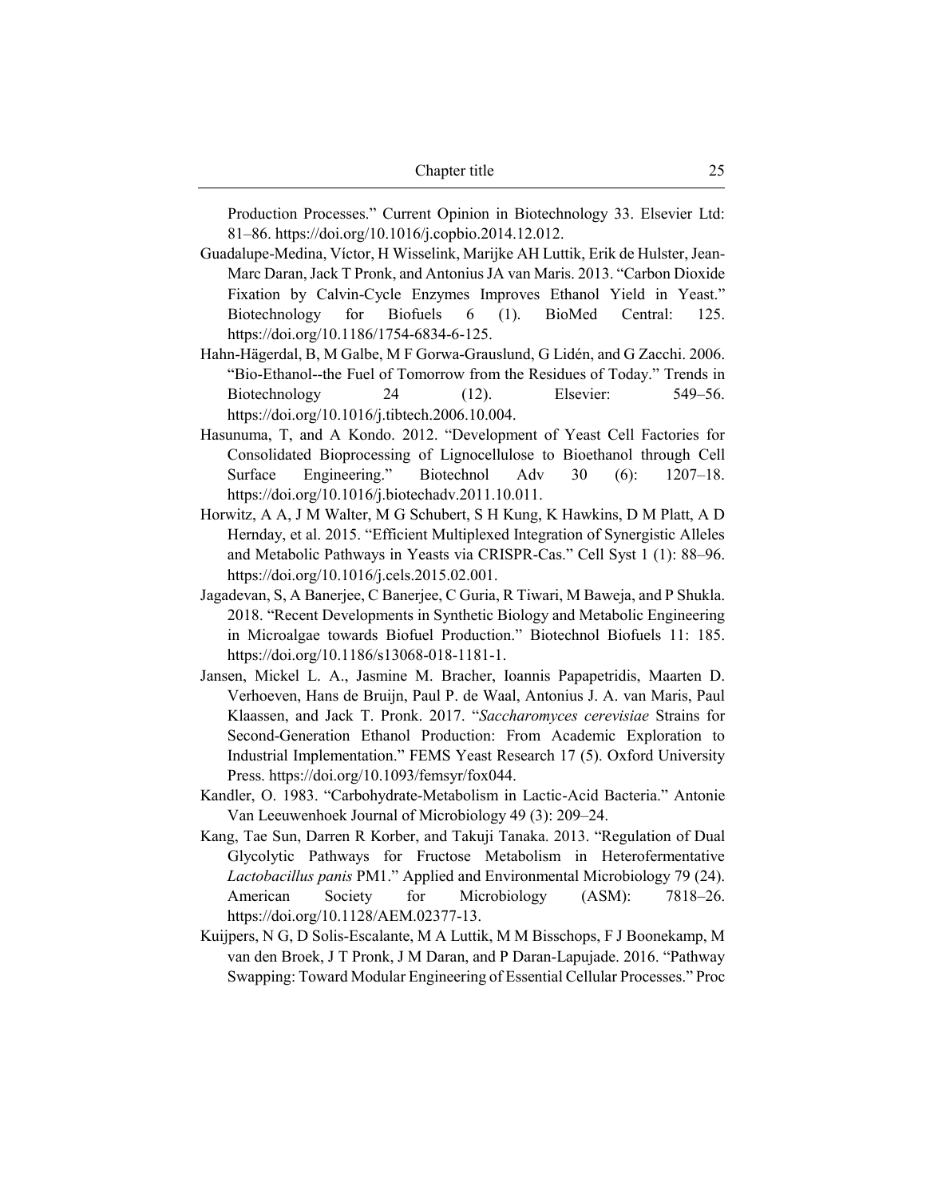Production Processes." Current Opinion in Biotechnology 33. Elsevier Ltd: 81–86. https://doi.org/10.1016/j.copbio.2014.12.012.

Guadalupe-Medina, Víctor, H Wisselink, Marijke AH Luttik, Erik de Hulster, Jean-Marc Daran, Jack T Pronk, and Antonius JA van Maris. 2013. "Carbon Dioxide Fixation by Calvin-Cycle Enzymes Improves Ethanol Yield in Yeast." Biotechnology for Biofuels 6 (1). BioMed Central: 125. https://doi.org/10.1186/1754-6834-6-125.

Hahn-Hägerdal, B, M Galbe, M F Gorwa-Grauslund, G Lidén, and G Zacchi. 2006. "Bio-Ethanol--the Fuel of Tomorrow from the Residues of Today." Trends in Biotechnology 24 (12). Elsevier: 549–56. https://doi.org/10.1016/j.tibtech.2006.10.004.

Hasunuma, T, and A Kondo. 2012. "Development of Yeast Cell Factories for Consolidated Bioprocessing of Lignocellulose to Bioethanol through Cell Surface Engineering." Biotechnol Adv 30 (6): 1207–18. https://doi.org/10.1016/j.biotechadv.2011.10.011.

Horwitz, A A, J M Walter, M G Schubert, S H Kung, K Hawkins, D M Platt, A D Hernday, et al. 2015. "Efficient Multiplexed Integration of Synergistic Alleles and Metabolic Pathways in Yeasts via CRISPR-Cas." Cell Syst 1 (1): 88–96. https://doi.org/10.1016/j.cels.2015.02.001.

Jagadevan, S, A Banerjee, C Banerjee, C Guria, R Tiwari, M Baweja, and P Shukla. 2018. "Recent Developments in Synthetic Biology and Metabolic Engineering in Microalgae towards Biofuel Production." Biotechnol Biofuels 11: 185. https://doi.org/10.1186/s13068-018-1181-1.

Jansen, Mickel L. A., Jasmine M. Bracher, Ioannis Papapetridis, Maarten D. Verhoeven, Hans de Bruijn, Paul P. de Waal, Antonius J. A. van Maris, Paul Klaassen, and Jack T. Pronk. 2017. "*Saccharomyces cerevisiae* Strains for Second-Generation Ethanol Production: From Academic Exploration to Industrial Implementation." FEMS Yeast Research 17 (5). Oxford University Press. https://doi.org/10.1093/femsyr/fox044.

Kandler, O. 1983. "Carbohydrate-Metabolism in Lactic-Acid Bacteria." Antonie Van Leeuwenhoek Journal of Microbiology 49 (3): 209–24.

Kang, Tae Sun, Darren R Korber, and Takuji Tanaka. 2013. "Regulation of Dual Glycolytic Pathways for Fructose Metabolism in Heterofermentative *Lactobacillus panis* PM1." Applied and Environmental Microbiology 79 (24). American Society for Microbiology (ASM): 7818–26. https://doi.org/10.1128/AEM.02377-13.

Kuijpers, N G, D Solis-Escalante, M A Luttik, M M Bisschops, F J Boonekamp, M van den Broek, J T Pronk, J M Daran, and P Daran-Lapujade. 2016. "Pathway Swapping: Toward Modular Engineering of Essential Cellular Processes." Proc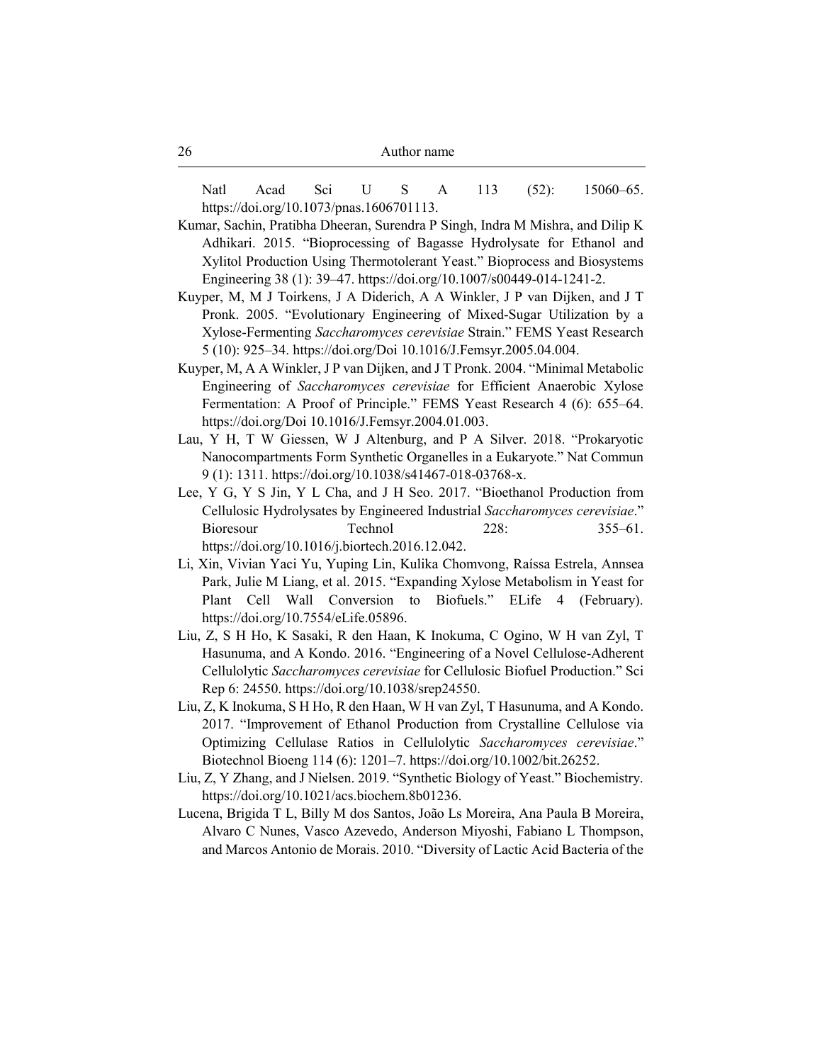Natl Acad Sci U S A 113 (52): 15060–65. https://doi.org/10.1073/pnas.1606701113.

Kumar, Sachin, Pratibha Dheeran, Surendra P Singh, Indra M Mishra, and Dilip K Adhikari. 2015. "Bioprocessing of Bagasse Hydrolysate for Ethanol and Xylitol Production Using Thermotolerant Yeast." Bioprocess and Biosystems Engineering 38 (1): 39–47. https://doi.org/10.1007/s00449-014-1241-2.

Kuyper, M, M J Toirkens, J A Diderich, A A Winkler, J P van Dijken, and J T Pronk. 2005. "Evolutionary Engineering of Mixed-Sugar Utilization by a Xylose-Fermenting *Saccharomyces cerevisiae* Strain." FEMS Yeast Research 5 (10): 925–34. https://doi.org/Doi 10.1016/J.Femsyr.2005.04.004.

Kuyper, M, A A Winkler, J P van Dijken, and J T Pronk. 2004. "Minimal Metabolic Engineering of *Saccharomyces cerevisiae* for Efficient Anaerobic Xylose Fermentation: A Proof of Principle." FEMS Yeast Research 4 (6): 655–64. https://doi.org/Doi 10.1016/J.Femsyr.2004.01.003.

Lau, Y H, T W Giessen, W J Altenburg, and P A Silver. 2018. "Prokaryotic Nanocompartments Form Synthetic Organelles in a Eukaryote." Nat Commun 9 (1): 1311. https://doi.org/10.1038/s41467-018-03768-x.

Lee, Y G, Y S Jin, Y L Cha, and J H Seo. 2017. "Bioethanol Production from Cellulosic Hydrolysates by Engineered Industrial *Saccharomyces cerevisiae*." Bioresour Technol 228: 355–61. https://doi.org/10.1016/j.biortech.2016.12.042.

Li, Xin, Vivian Yaci Yu, Yuping Lin, Kulika Chomvong, Raíssa Estrela, Annsea Park, Julie M Liang, et al. 2015. "Expanding Xylose Metabolism in Yeast for Plant Cell Wall Conversion to Biofuels." ELife 4 (February). https://doi.org/10.7554/eLife.05896.

Liu, Z, S H Ho, K Sasaki, R den Haan, K Inokuma, C Ogino, W H van Zyl, T Hasunuma, and A Kondo. 2016. "Engineering of a Novel Cellulose-Adherent Cellulolytic *Saccharomyces cerevisiae* for Cellulosic Biofuel Production." Sci Rep 6: 24550. https://doi.org/10.1038/srep24550.

Liu, Z, K Inokuma, S H Ho, R den Haan, W H van Zyl, T Hasunuma, and A Kondo. 2017. "Improvement of Ethanol Production from Crystalline Cellulose via Optimizing Cellulase Ratios in Cellulolytic *Saccharomyces cerevisiae*." Biotechnol Bioeng 114 (6): 1201–7. https://doi.org/10.1002/bit.26252.

Liu, Z, Y Zhang, and J Nielsen. 2019. "Synthetic Biology of Yeast." Biochemistry. https://doi.org/10.1021/acs.biochem.8b01236.

Lucena, Brigida T L, Billy M dos Santos, João Ls Moreira, Ana Paula B Moreira, Alvaro C Nunes, Vasco Azevedo, Anderson Miyoshi, Fabiano L Thompson, and Marcos Antonio de Morais. 2010. "Diversity of Lactic Acid Bacteria of the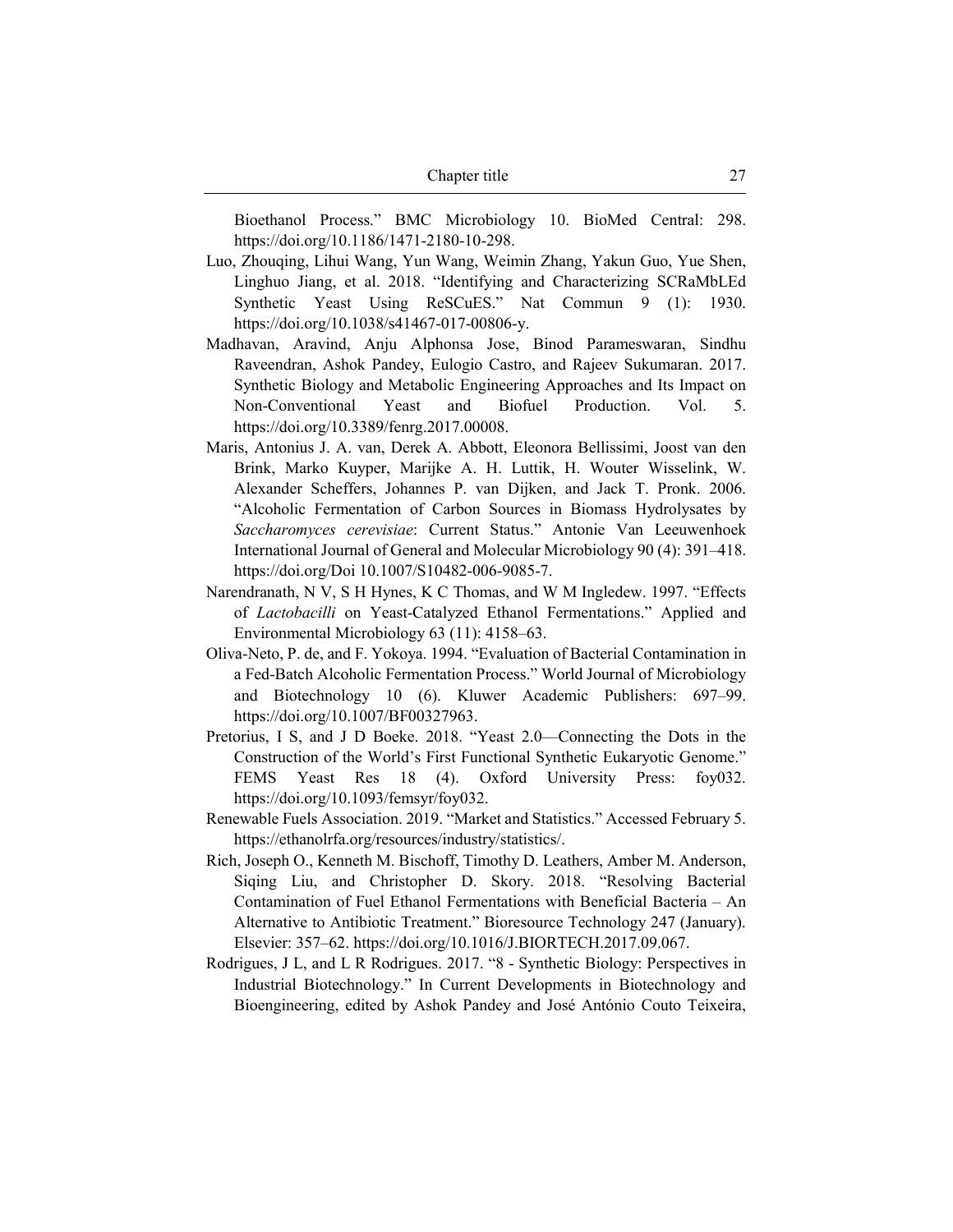Bioethanol Process." BMC Microbiology 10. BioMed Central: 298. https://doi.org/10.1186/1471-2180-10-298.

Luo, Zhouqing, Lihui Wang, Yun Wang, Weimin Zhang, Yakun Guo, Yue Shen, Linghuo Jiang, et al. 2018. "Identifying and Characterizing SCRaMbLEd Synthetic Yeast Using ReSCuES." Nat Commun 9 (1): 1930. https://doi.org/10.1038/s41467-017-00806-y.

Madhavan, Aravind, Anju Alphonsa Jose, Binod Parameswaran, Sindhu Raveendran, Ashok Pandey, Eulogio Castro, and Rajeev Sukumaran. 2017. Synthetic Biology and Metabolic Engineering Approaches and Its Impact on Non-Conventional Yeast and Biofuel Production. Vol. 5. https://doi.org/10.3389/fenrg.2017.00008.

Maris, Antonius J. A. van, Derek A. Abbott, Eleonora Bellissimi, Joost van den Brink, Marko Kuyper, Marijke A. H. Luttik, H. Wouter Wisselink, W. Alexander Scheffers, Johannes P. van Dijken, and Jack T. Pronk. 2006. "Alcoholic Fermentation of Carbon Sources in Biomass Hydrolysates by *Saccharomyces cerevisiae*: Current Status." Antonie Van Leeuwenhoek International Journal of General and Molecular Microbiology 90 (4): 391–418. https://doi.org/Doi 10.1007/S10482-006-9085-7.

Narendranath, N V, S H Hynes, K C Thomas, and W M Ingledew. 1997. "Effects of *Lactobacilli* on Yeast-Catalyzed Ethanol Fermentations." Applied and Environmental Microbiology 63 (11): 4158–63.

Oliva-Neto, P. de, and F. Yokoya. 1994. "Evaluation of Bacterial Contamination in a Fed-Batch Alcoholic Fermentation Process." World Journal of Microbiology and Biotechnology 10 (6). Kluwer Academic Publishers: 697–99. https://doi.org/10.1007/BF00327963.

Pretorius, I S, and J D Boeke. 2018. "Yeast 2.0—Connecting the Dots in the Construction of the World's First Functional Synthetic Eukaryotic Genome." FEMS Yeast Res 18 (4). Oxford University Press: foy032. https://doi.org/10.1093/femsyr/foy032.

Renewable Fuels Association. 2019. "Market and Statistics." Accessed February 5. https://ethanolrfa.org/resources/industry/statistics/.

Rich, Joseph O., Kenneth M. Bischoff, Timothy D. Leathers, Amber M. Anderson, Siqing Liu, and Christopher D. Skory. 2018. "Resolving Bacterial Contamination of Fuel Ethanol Fermentations with Beneficial Bacteria – An Alternative to Antibiotic Treatment." Bioresource Technology 247 (January). Elsevier: 357–62. https://doi.org/10.1016/J.BIORTECH.2017.09.067.

Rodrigues, J L, and L R Rodrigues. 2017. "8 - Synthetic Biology: Perspectives in Industrial Biotechnology." In Current Developments in Biotechnology and Bioengineering, edited by Ashok Pandey and José António Couto Teixeira,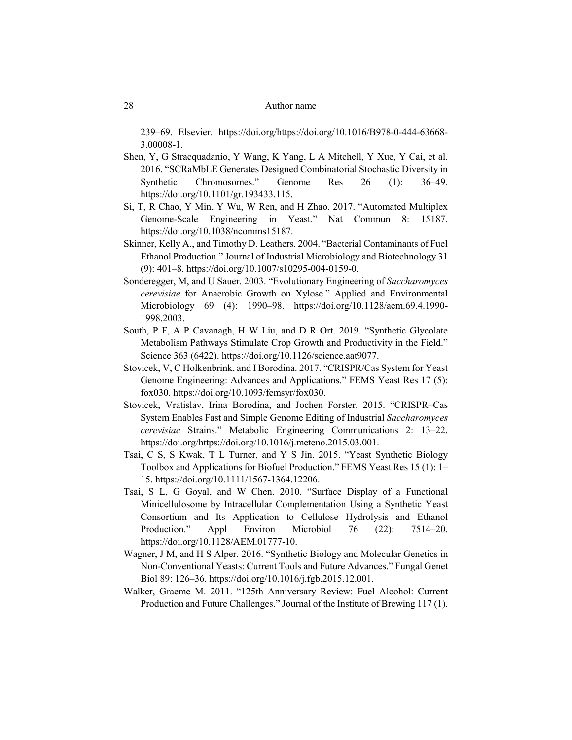239–69. Elsevier. https://doi.org/https://doi.org/10.1016/B978-0-444-63668-3.00008-1.

Shen, Y, G Stracquadanio, Y Wang, K Yang, L A Mitchell, Y Xue, Y Cai, et al. 2016. "SCRaMbLE Generates Designed Combinatorial Stochastic Diversity in Synthetic Chromosomes." Genome Res 26 (1): 36–49. https://doi.org/10.1101/gr.193433.115.

Si, T, R Chao, Y Min, Y Wu, W Ren, and H Zhao. 2017. "Automated Multiplex Genome-Scale Engineering in Yeast." Nat Commun 8: 15187. https://doi.org/10.1038/ncomms15187.

Skinner, Kelly A., and Timothy D. Leathers. 2004. "Bacterial Contaminants of Fuel Ethanol Production." Journal of Industrial Microbiology and Biotechnology 31 (9): 401–8. https://doi.org/10.1007/s10295-004-0159-0.

Sonderegger, M, and U Sauer. 2003. "Evolutionary Engineering of *Saccharomyces cerevisiae* for Anaerobic Growth on Xylose." Applied and Environmental Microbiology 69 (4): 1990–98. https://doi.org/10.1128/aem.69.4.1990-1998.2003.

South, P F, A P Cavanagh, H W Liu, and D R Ort. 2019. "Synthetic Glycolate Metabolism Pathways Stimulate Crop Growth and Productivity in the Field." Science 363 (6422). https://doi.org/10.1126/science.aat9077.

Stovicek, V, C Holkenbrink, and I Borodina. 2017. "CRISPR/Cas System for Yeast Genome Engineering: Advances and Applications." FEMS Yeast Res 17 (5): fox030. https://doi.org/10.1093/femsyr/fox030.

Stovicek, Vratislav, Irina Borodina, and Jochen Forster. 2015. "CRISPR–Cas System Enables Fast and Simple Genome Editing of Industrial *Saccharomyces cerevisiae* Strains." Metabolic Engineering Communications 2: 13–22. https://doi.org/https://doi.org/10.1016/j.meteno.2015.03.001.

Tsai, C S, S Kwak, T L Turner, and Y S Jin. 2015. "Yeast Synthetic Biology Toolbox and Applications for Biofuel Production." FEMS Yeast Res 15 (1): 1–15. https://doi.org/10.1111/1567-1364.12206.

Tsai, S L, G Goyal, and W Chen. 2010. "Surface Display of a Functional Minicellulosome by Intracellular Complementation Using a Synthetic Yeast Consortium and Its Application to Cellulose Hydrolysis and Ethanol Production." Appl Environ Microbiol 76 (22): 7514–20. https://doi.org/10.1128/AEM.01777-10.

Wagner, J M, and H S Alper. 2016. "Synthetic Biology and Molecular Genetics in Non-Conventional Yeasts: Current Tools and Future Advances." Fungal Genet Biol 89: 126–36. https://doi.org/10.1016/j.fgb.2015.12.001.

Walker, Graeme M. 2011. "125th Anniversary Review: Fuel Alcohol: Current Production and Future Challenges." Journal of the Institute of Brewing 117 (1).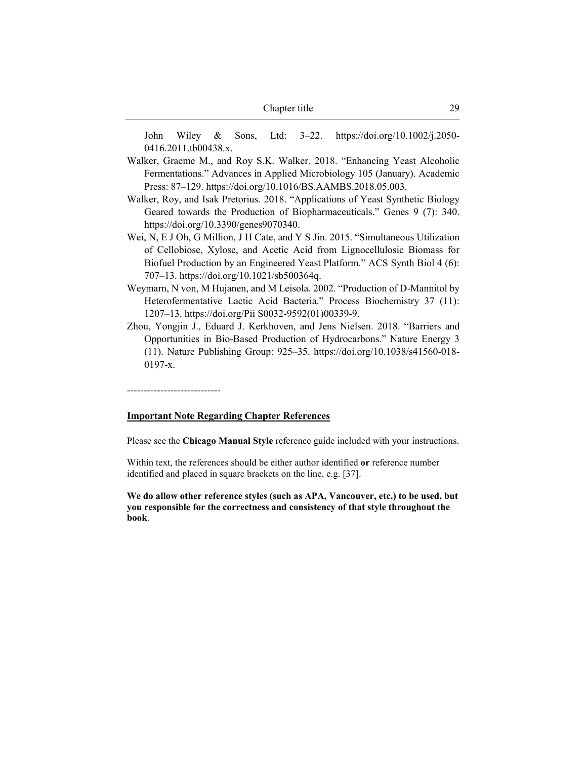John Wiley & Sons, Ltd: 3–22. https://doi.org/10.1002/j.2050-0416.2011.tb00438.x.

Walker, Graeme M., and Roy S.K. Walker. 2018. "Enhancing Yeast Alcoholic Fermentations." Advances in Applied Microbiology 105 (January). Academic Press: 87–129. https://doi.org/10.1016/BS.AAMBS.2018.05.003.

Walker, Roy, and Isak Pretorius. 2018. "Applications of Yeast Synthetic Biology Geared towards the Production of Biopharmaceuticals." Genes 9 (7): 340. https://doi.org/10.3390/genes9070340.

Wei, N, E J Oh, G Million, J H Cate, and Y S Jin. 2015. "Simultaneous Utilization of Cellobiose, Xylose, and Acetic Acid from Lignocellulosic Biomass for Biofuel Production by an Engineered Yeast Platform." ACS Synth Biol 4 (6): 707–13. https://doi.org/10.1021/sb500364q.

Weymarn, N von, M Hujanen, and M Leisola. 2002. "Production of D-Mannitol by Heterofermentative Lactic Acid Bacteria." Process Biochemistry 37 (11): 1207–13. https://doi.org/Pii S0032-9592(01)00339-9.

Zhou, Yongjin J., Eduard J. Kerkhoven, and Jens Nielsen. 2018. "Barriers and Opportunities in Bio-Based Production of Hydrocarbons." Nature Energy 3 (11). Nature Publishing Group: 925–35. https://doi.org/10.1038/s41560-018-0197-x.

----------------------------

**Important Note Regarding Chapter References**

Please see the **Chicago Manual Style** reference guide included with your instructions.

Within text, the references should be either author identified **or** reference number identified and placed in square brackets on the line, e.g. [37].

**We do allow other reference styles (such as APA, Vancouver, etc.) to be used, but you responsible for the correctness and consistency of that style throughout the book**.